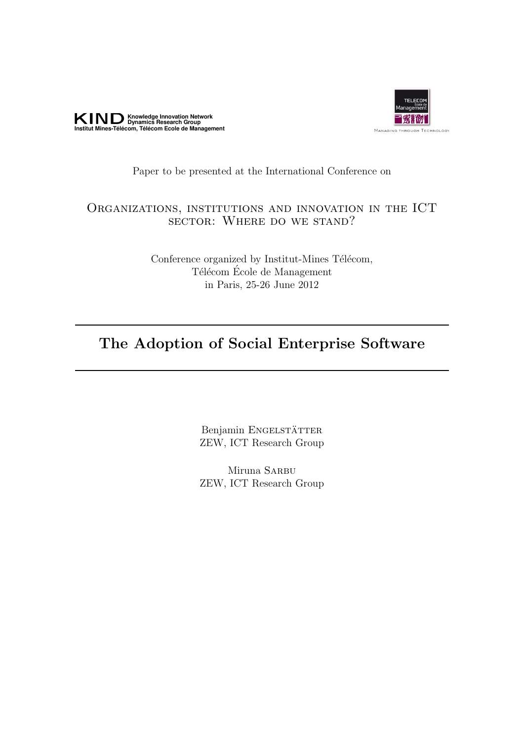**KIND** Knowledge Innovation Network Dynamics Research Group
Institut Mines-Télécom, Télécom Ecole de Management

TELECOM École de Management
Managing through Technology

Paper to be presented at the International Conference on

ORGANIZATIONS, INSTITUTIONS AND INNOVATION IN THE ICT SECTOR: WHERE DO WE STAND?

Conference organized by Institut-Mines Télécom,
Télécom École de Management
in Paris, 25-26 June 2012

---

# The Adoption of Social Enterprise Software

---

Benjamin ENGELSTÄTTER
ZEW, ICT Research Group

Miruna SARBU
ZEW, ICT Research Group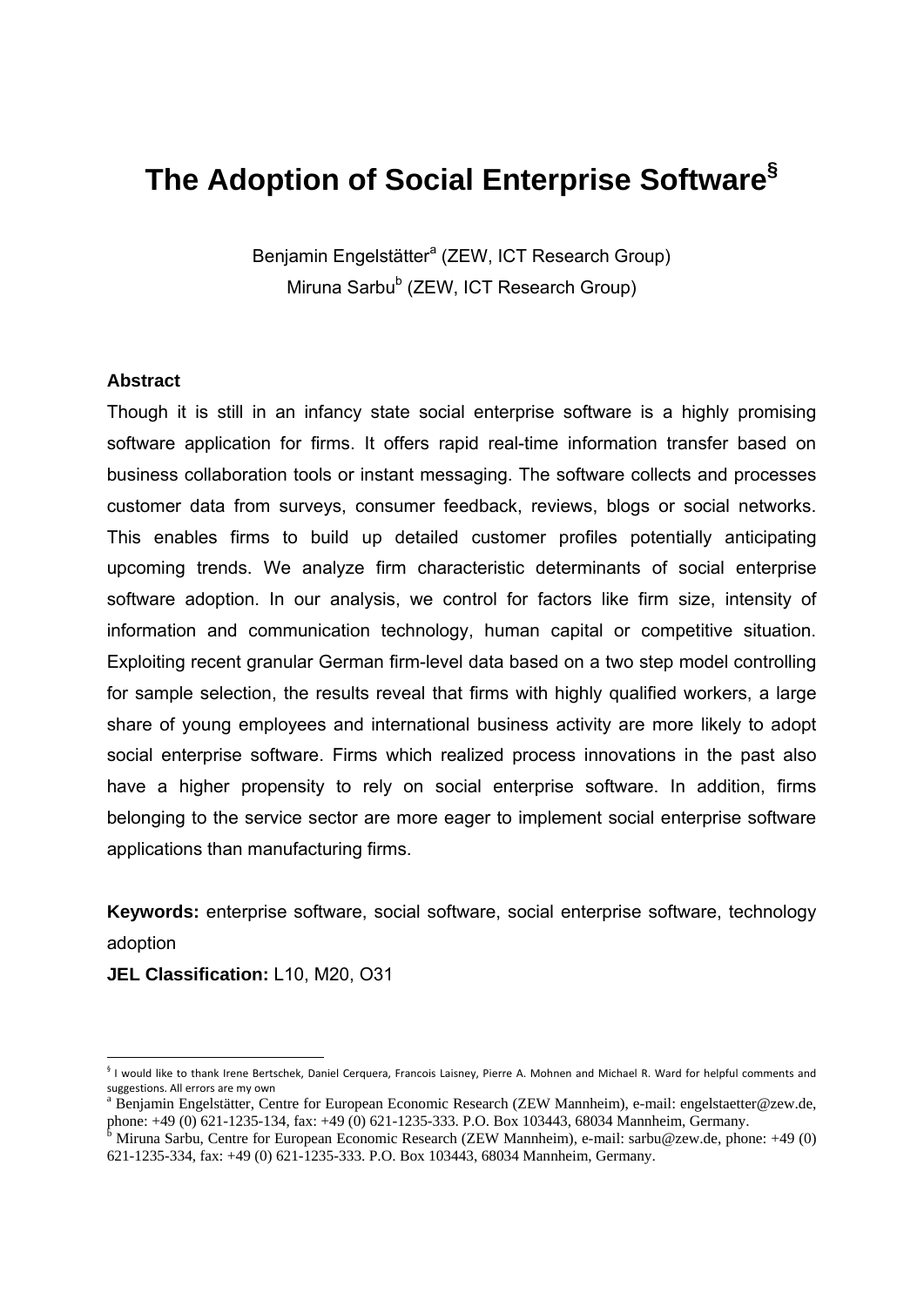# The Adoption of Social Enterprise Software[§]

Benjamin Engelstätter[a] (ZEW, ICT Research Group)
Miruna Sarbu[b] (ZEW, ICT Research Group)

**Abstract**

Though it is still in an infancy state social enterprise software is a highly promising software application for firms. It offers rapid real-time information transfer based on business collaboration tools or instant messaging. The software collects and processes customer data from surveys, consumer feedback, reviews, blogs or social networks. This enables firms to build up detailed customer profiles potentially anticipating upcoming trends. We analyze firm characteristic determinants of social enterprise software adoption. In our analysis, we control for factors like firm size, intensity of information and communication technology, human capital or competitive situation. Exploiting recent granular German firm-level data based on a two step model controlling for sample selection, the results reveal that firms with highly qualified workers, a large share of young employees and international business activity are more likely to adopt social enterprise software. Firms which realized process innovations in the past also have a higher propensity to rely on social enterprise software. In addition, firms belonging to the service sector are more eager to implement social enterprise software applications than manufacturing firms.

**Keywords:** enterprise software, social software, social enterprise software, technology adoption

**JEL Classification:** L10, M20, O31

---

[§] I would like to thank Irene Bertschek, Daniel Cerquera, Francois Laisney, Pierre A. Mohnen and Michael R. Ward for helpful comments and suggestions. All errors are my own

[a] Benjamin Engelstätter, Centre for European Economic Research (ZEW Mannheim), e-mail: engelstaetter@zew.de, phone: +49 (0) 621-1235-134, fax: +49 (0) 621-1235-333. P.O. Box 103443, 68034 Mannheim, Germany.

[b] Miruna Sarbu, Centre for European Economic Research (ZEW Mannheim), e-mail: sarbu@zew.de, phone: +49 (0) 621-1235-334, fax: +49 (0) 621-1235-333. P.O. Box 103443, 68034 Mannheim, Germany.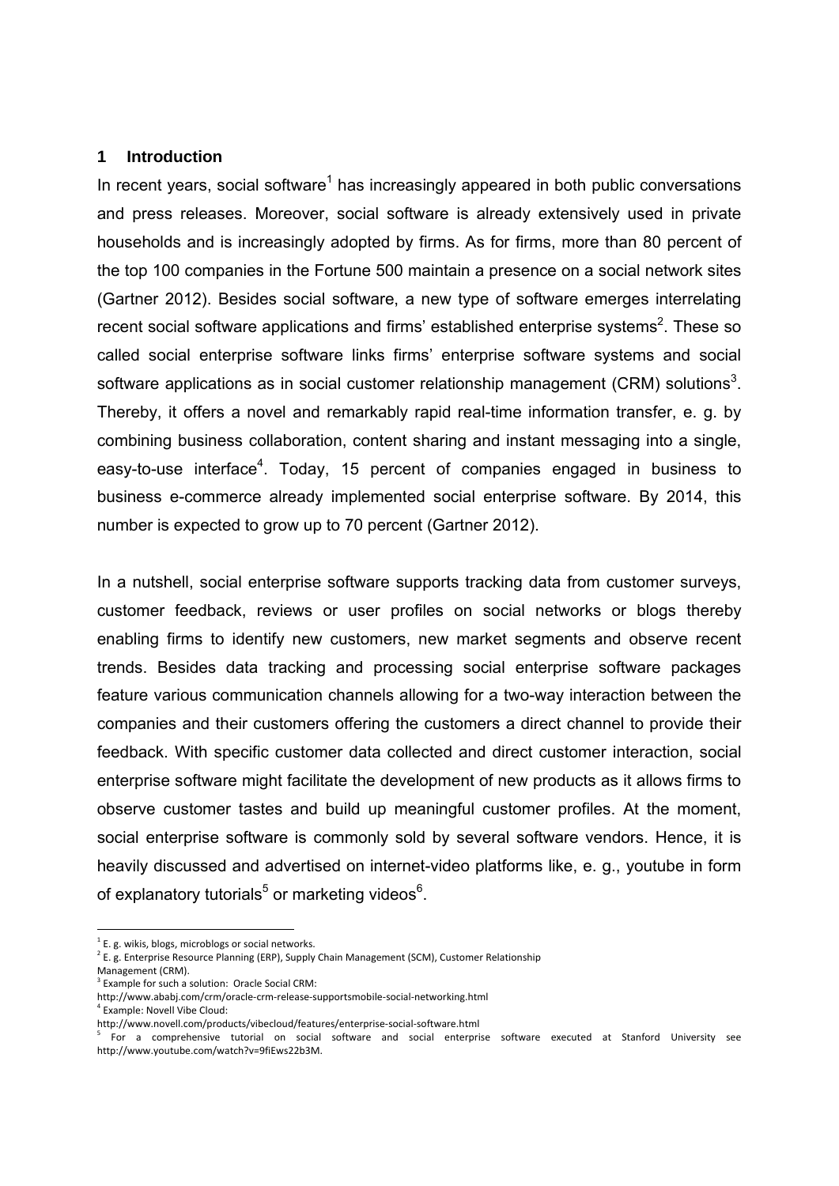## 1 Introduction

In recent years, social software[1] has increasingly appeared in both public conversations and press releases. Moreover, social software is already extensively used in private households and is increasingly adopted by firms. As for firms, more than 80 percent of the top 100 companies in the Fortune 500 maintain a presence on a social network sites (Gartner 2012). Besides social software, a new type of software emerges interrelating recent social software applications and firms' established enterprise systems[2]. These so called social enterprise software links firms' enterprise software systems and social software applications as in social customer relationship management (CRM) solutions[3]. Thereby, it offers a novel and remarkably rapid real-time information transfer, e. g. by combining business collaboration, content sharing and instant messaging into a single, easy-to-use interface[4]. Today, 15 percent of companies engaged in business to business e-commerce already implemented social enterprise software. By 2014, this number is expected to grow up to 70 percent (Gartner 2012).

In a nutshell, social enterprise software supports tracking data from customer surveys, customer feedback, reviews or user profiles on social networks or blogs thereby enabling firms to identify new customers, new market segments and observe recent trends. Besides data tracking and processing social enterprise software packages feature various communication channels allowing for a two-way interaction between the companies and their customers offering the customers a direct channel to provide their feedback. With specific customer data collected and direct customer interaction, social enterprise software might facilitate the development of new products as it allows firms to observe customer tastes and build up meaningful customer profiles. At the moment, social enterprise software is commonly sold by several software vendors. Hence, it is heavily discussed and advertised on internet-video platforms like, e. g., youtube in form of explanatory tutorials[5] or marketing videos[6].

---

[1] E. g. wikis, blogs, microblogs or social networks.

[2] E. g. Enterprise Resource Planning (ERP), Supply Chain Management (SCM), Customer Relationship Management (CRM).

[3] Example for such a solution: Oracle Social CRM: http://www.ababj.com/crm/oracle-crm-release-supportsmobile-social-networking.html

[4] Example: Novell Vibe Cloud: http://www.novell.com/products/vibecloud/features/enterprise-social-software.html

[5] For a comprehensive tutorial on social software and social enterprise software executed at Stanford University see http://www.youtube.com/watch?v=9fiEws22b3M.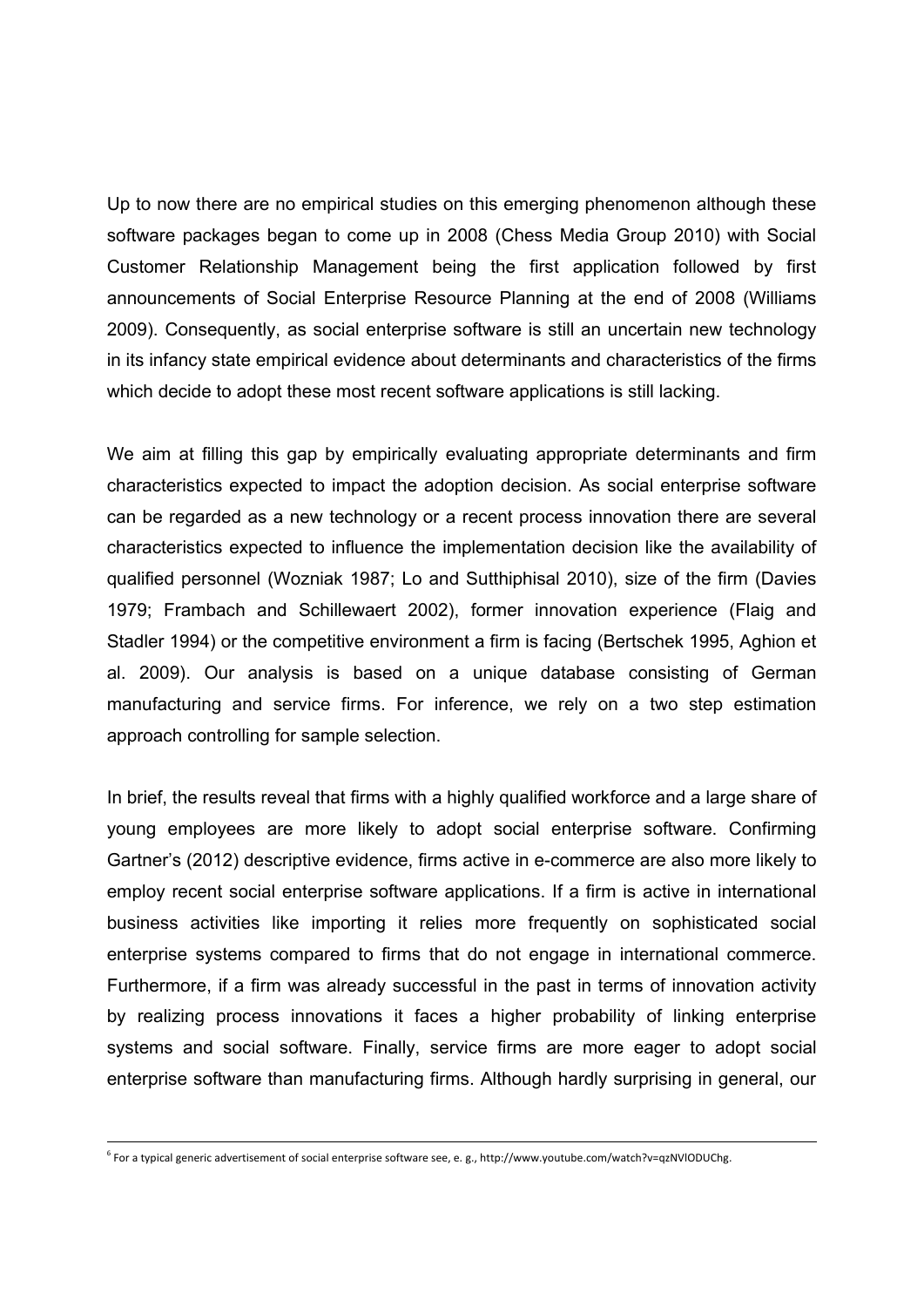Up to now there are no empirical studies on this emerging phenomenon although these software packages began to come up in 2008 (Chess Media Group 2010) with Social Customer Relationship Management being the first application followed by first announcements of Social Enterprise Resource Planning at the end of 2008 (Williams 2009). Consequently, as social enterprise software is still an uncertain new technology in its infancy state empirical evidence about determinants and characteristics of the firms which decide to adopt these most recent software applications is still lacking.

We aim at filling this gap by empirically evaluating appropriate determinants and firm characteristics expected to impact the adoption decision. As social enterprise software can be regarded as a new technology or a recent process innovation there are several characteristics expected to influence the implementation decision like the availability of qualified personnel (Wozniak 1987; Lo and Sutthiphisal 2010), size of the firm (Davies 1979; Frambach and Schillewaert 2002), former innovation experience (Flaig and Stadler 1994) or the competitive environment a firm is facing (Bertschek 1995, Aghion et al. 2009). Our analysis is based on a unique database consisting of German manufacturing and service firms. For inference, we rely on a two step estimation approach controlling for sample selection.

In brief, the results reveal that firms with a highly qualified workforce and a large share of young employees are more likely to adopt social enterprise software. Confirming Gartner's (2012) descriptive evidence, firms active in e-commerce are also more likely to employ recent social enterprise software applications. If a firm is active in international business activities like importing it relies more frequently on sophisticated social enterprise systems compared to firms that do not engage in international commerce. Furthermore, if a firm was already successful in the past in terms of innovation activity by realizing process innovations it faces a higher probability of linking enterprise systems and social software. Finally, service firms are more eager to adopt social enterprise software than manufacturing firms. Although hardly surprising in general, our

[6] For a typical generic advertisement of social enterprise software see, e. g., http://www.youtube.com/watch?v=qzNVlODUChg.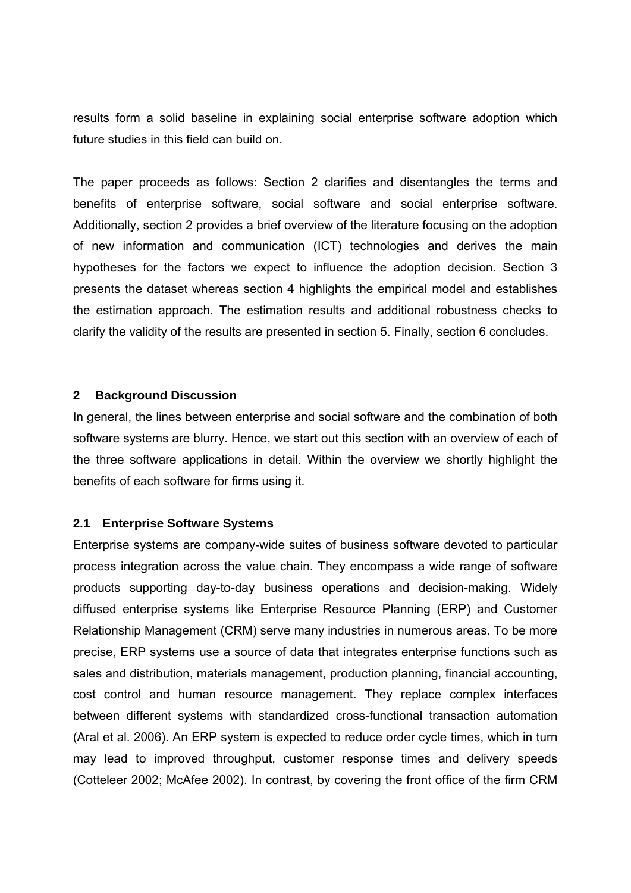results form a solid baseline in explaining social enterprise software adoption which future studies in this field can build on.

The paper proceeds as follows: Section 2 clarifies and disentangles the terms and benefits of enterprise software, social software and social enterprise software. Additionally, section 2 provides a brief overview of the literature focusing on the adoption of new information and communication (ICT) technologies and derives the main hypotheses for the factors we expect to influence the adoption decision. Section 3 presents the dataset whereas section 4 highlights the empirical model and establishes the estimation approach. The estimation results and additional robustness checks to clarify the validity of the results are presented in section 5. Finally, section 6 concludes.

## 2 Background Discussion

In general, the lines between enterprise and social software and the combination of both software systems are blurry. Hence, we start out this section with an overview of each of the three software applications in detail. Within the overview we shortly highlight the benefits of each software for firms using it.

### 2.1 Enterprise Software Systems

Enterprise systems are company-wide suites of business software devoted to particular process integration across the value chain. They encompass a wide range of software products supporting day-to-day business operations and decision-making. Widely diffused enterprise systems like Enterprise Resource Planning (ERP) and Customer Relationship Management (CRM) serve many industries in numerous areas. To be more precise, ERP systems use a source of data that integrates enterprise functions such as sales and distribution, materials management, production planning, financial accounting, cost control and human resource management. They replace complex interfaces between different systems with standardized cross-functional transaction automation (Aral et al. 2006). An ERP system is expected to reduce order cycle times, which in turn may lead to improved throughput, customer response times and delivery speeds (Cotteleer 2002; McAfee 2002). In contrast, by covering the front office of the firm CRM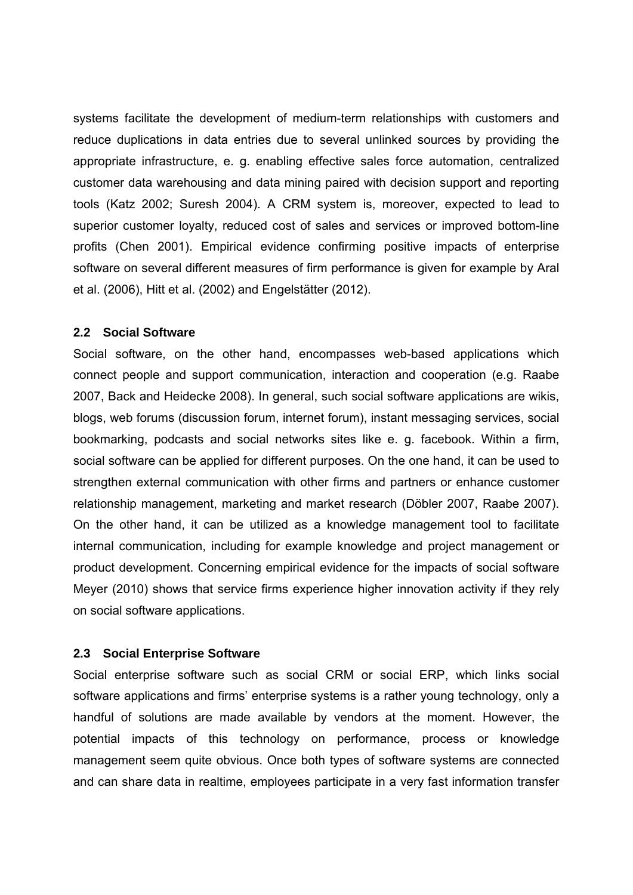systems facilitate the development of medium-term relationships with customers and reduce duplications in data entries due to several unlinked sources by providing the appropriate infrastructure, e. g. enabling effective sales force automation, centralized customer data warehousing and data mining paired with decision support and reporting tools (Katz 2002; Suresh 2004). A CRM system is, moreover, expected to lead to superior customer loyalty, reduced cost of sales and services or improved bottom-line profits (Chen 2001). Empirical evidence confirming positive impacts of enterprise software on several different measures of firm performance is given for example by Aral et al. (2006), Hitt et al. (2002) and Engelstätter (2012).

### 2.2 Social Software

Social software, on the other hand, encompasses web-based applications which connect people and support communication, interaction and cooperation (e.g. Raabe 2007, Back and Heidecke 2008). In general, such social software applications are wikis, blogs, web forums (discussion forum, internet forum), instant messaging services, social bookmarking, podcasts and social networks sites like e. g. facebook. Within a firm, social software can be applied for different purposes. On the one hand, it can be used to strengthen external communication with other firms and partners or enhance customer relationship management, marketing and market research (Döbler 2007, Raabe 2007). On the other hand, it can be utilized as a knowledge management tool to facilitate internal communication, including for example knowledge and project management or product development. Concerning empirical evidence for the impacts of social software Meyer (2010) shows that service firms experience higher innovation activity if they rely on social software applications.

### 2.3 Social Enterprise Software

Social enterprise software such as social CRM or social ERP, which links social software applications and firms' enterprise systems is a rather young technology, only a handful of solutions are made available by vendors at the moment. However, the potential impacts of this technology on performance, process or knowledge management seem quite obvious. Once both types of software systems are connected and can share data in realtime, employees participate in a very fast information transfer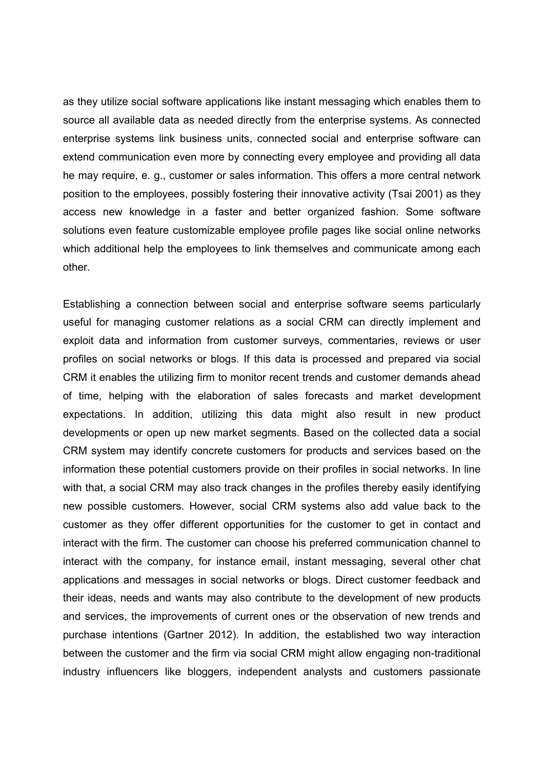as they utilize social software applications like instant messaging which enables them to source all available data as needed directly from the enterprise systems. As connected enterprise systems link business units, connected social and enterprise software can extend communication even more by connecting every employee and providing all data he may require, e. g., customer or sales information. This offers a more central network position to the employees, possibly fostering their innovative activity (Tsai 2001) as they access new knowledge in a faster and better organized fashion. Some software solutions even feature customizable employee profile pages like social online networks which additional help the employees to link themselves and communicate among each other.

Establishing a connection between social and enterprise software seems particularly useful for managing customer relations as a social CRM can directly implement and exploit data and information from customer surveys, commentaries, reviews or user profiles on social networks or blogs. If this data is processed and prepared via social CRM it enables the utilizing firm to monitor recent trends and customer demands ahead of time, helping with the elaboration of sales forecasts and market development expectations. In addition, utilizing this data might also result in new product developments or open up new market segments. Based on the collected data a social CRM system may identify concrete customers for products and services based on the information these potential customers provide on their profiles in social networks. In line with that, a social CRM may also track changes in the profiles thereby easily identifying new possible customers. However, social CRM systems also add value back to the customer as they offer different opportunities for the customer to get in contact and interact with the firm. The customer can choose his preferred communication channel to interact with the company, for instance email, instant messaging, several other chat applications and messages in social networks or blogs. Direct customer feedback and their ideas, needs and wants may also contribute to the development of new products and services, the improvements of current ones or the observation of new trends and purchase intentions (Gartner 2012). In addition, the established two way interaction between the customer and the firm via social CRM might allow engaging non-traditional industry influencers like bloggers, independent analysts and customers passionate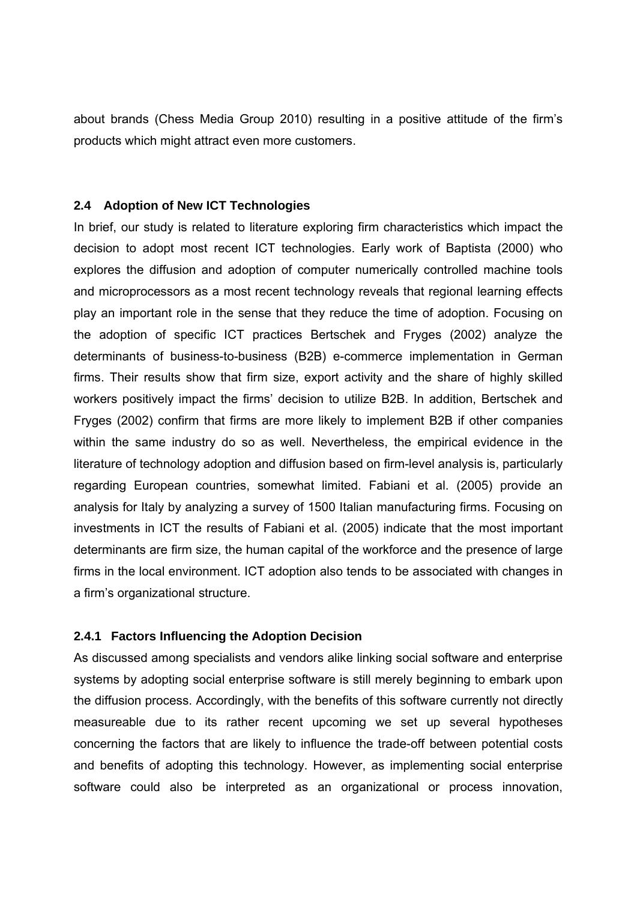about brands (Chess Media Group 2010) resulting in a positive attitude of the firm's products which might attract even more customers.

### 2.4 Adoption of New ICT Technologies

In brief, our study is related to literature exploring firm characteristics which impact the decision to adopt most recent ICT technologies. Early work of Baptista (2000) who explores the diffusion and adoption of computer numerically controlled machine tools and microprocessors as a most recent technology reveals that regional learning effects play an important role in the sense that they reduce the time of adoption. Focusing on the adoption of specific ICT practices Bertschek and Fryges (2002) analyze the determinants of business-to-business (B2B) e-commerce implementation in German firms. Their results show that firm size, export activity and the share of highly skilled workers positively impact the firms' decision to utilize B2B. In addition, Bertschek and Fryges (2002) confirm that firms are more likely to implement B2B if other companies within the same industry do so as well. Nevertheless, the empirical evidence in the literature of technology adoption and diffusion based on firm-level analysis is, particularly regarding European countries, somewhat limited. Fabiani et al. (2005) provide an analysis for Italy by analyzing a survey of 1500 Italian manufacturing firms. Focusing on investments in ICT the results of Fabiani et al. (2005) indicate that the most important determinants are firm size, the human capital of the workforce and the presence of large firms in the local environment. ICT adoption also tends to be associated with changes in a firm's organizational structure.

#### 2.4.1 Factors Influencing the Adoption Decision

As discussed among specialists and vendors alike linking social software and enterprise systems by adopting social enterprise software is still merely beginning to embark upon the diffusion process. Accordingly, with the benefits of this software currently not directly measureable due to its rather recent upcoming we set up several hypotheses concerning the factors that are likely to influence the trade-off between potential costs and benefits of adopting this technology. However, as implementing social enterprise software could also be interpreted as an organizational or process innovation,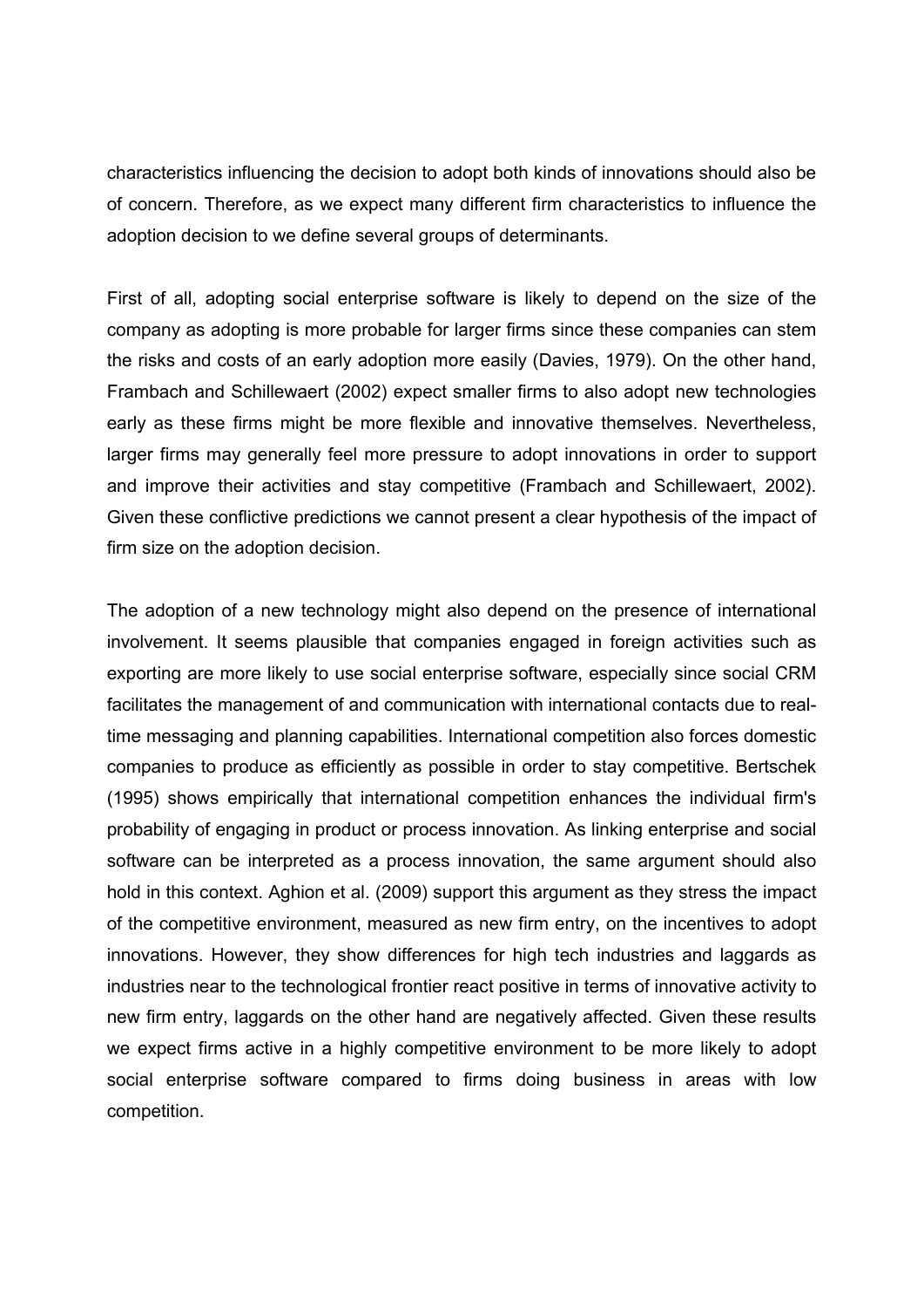characteristics influencing the decision to adopt both kinds of innovations should also be of concern. Therefore, as we expect many different firm characteristics to influence the adoption decision to we define several groups of determinants.

First of all, adopting social enterprise software is likely to depend on the size of the company as adopting is more probable for larger firms since these companies can stem the risks and costs of an early adoption more easily (Davies, 1979). On the other hand, Frambach and Schillewaert (2002) expect smaller firms to also adopt new technologies early as these firms might be more flexible and innovative themselves. Nevertheless, larger firms may generally feel more pressure to adopt innovations in order to support and improve their activities and stay competitive (Frambach and Schillewaert, 2002). Given these conflictive predictions we cannot present a clear hypothesis of the impact of firm size on the adoption decision.

The adoption of a new technology might also depend on the presence of international involvement. It seems plausible that companies engaged in foreign activities such as exporting are more likely to use social enterprise software, especially since social CRM facilitates the management of and communication with international contacts due to real-time messaging and planning capabilities. International competition also forces domestic companies to produce as efficiently as possible in order to stay competitive. Bertschek (1995) shows empirically that international competition enhances the individual firm's probability of engaging in product or process innovation. As linking enterprise and social software can be interpreted as a process innovation, the same argument should also hold in this context. Aghion et al. (2009) support this argument as they stress the impact of the competitive environment, measured as new firm entry, on the incentives to adopt innovations. However, they show differences for high tech industries and laggards as industries near to the technological frontier react positive in terms of innovative activity to new firm entry, laggards on the other hand are negatively affected. Given these results we expect firms active in a highly competitive environment to be more likely to adopt social enterprise software compared to firms doing business in areas with low competition.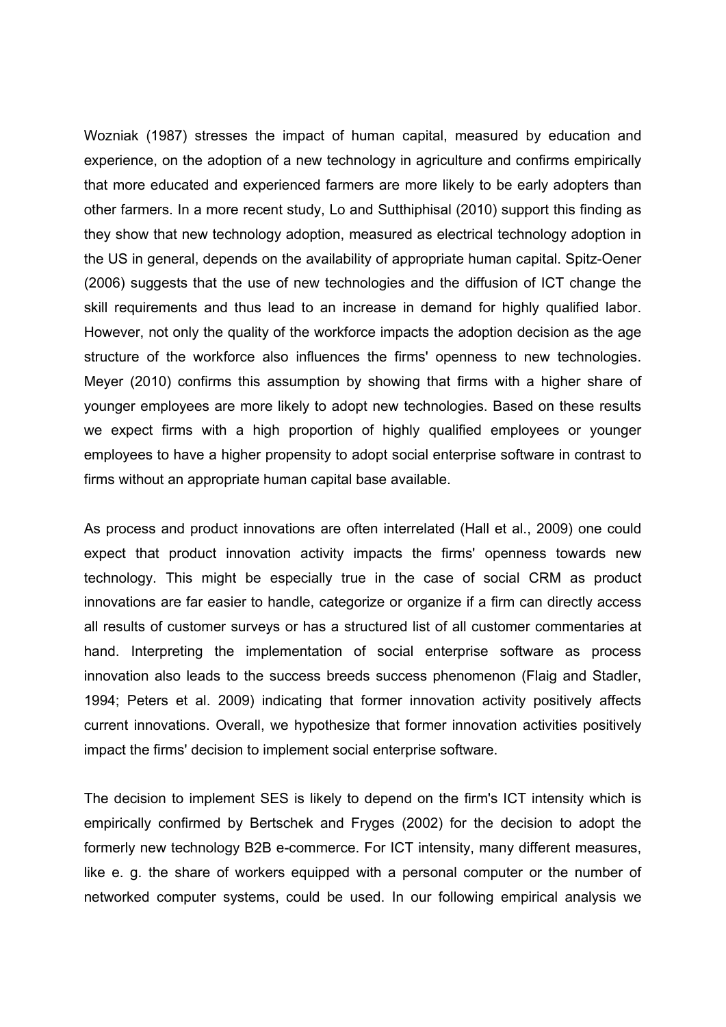Wozniak (1987) stresses the impact of human capital, measured by education and experience, on the adoption of a new technology in agriculture and confirms empirically that more educated and experienced farmers are more likely to be early adopters than other farmers. In a more recent study, Lo and Sutthiphisal (2010) support this finding as they show that new technology adoption, measured as electrical technology adoption in the US in general, depends on the availability of appropriate human capital. Spitz-Oener (2006) suggests that the use of new technologies and the diffusion of ICT change the skill requirements and thus lead to an increase in demand for highly qualified labor. However, not only the quality of the workforce impacts the adoption decision as the age structure of the workforce also influences the firms' openness to new technologies. Meyer (2010) confirms this assumption by showing that firms with a higher share of younger employees are more likely to adopt new technologies. Based on these results we expect firms with a high proportion of highly qualified employees or younger employees to have a higher propensity to adopt social enterprise software in contrast to firms without an appropriate human capital base available.

As process and product innovations are often interrelated (Hall et al., 2009) one could expect that product innovation activity impacts the firms' openness towards new technology. This might be especially true in the case of social CRM as product innovations are far easier to handle, categorize or organize if a firm can directly access all results of customer surveys or has a structured list of all customer commentaries at hand. Interpreting the implementation of social enterprise software as process innovation also leads to the success breeds success phenomenon (Flaig and Stadler, 1994; Peters et al. 2009) indicating that former innovation activity positively affects current innovations. Overall, we hypothesize that former innovation activities positively impact the firms' decision to implement social enterprise software.

The decision to implement SES is likely to depend on the firm's ICT intensity which is empirically confirmed by Bertschek and Fryges (2002) for the decision to adopt the formerly new technology B2B e-commerce. For ICT intensity, many different measures, like e. g. the share of workers equipped with a personal computer or the number of networked computer systems, could be used. In our following empirical analysis we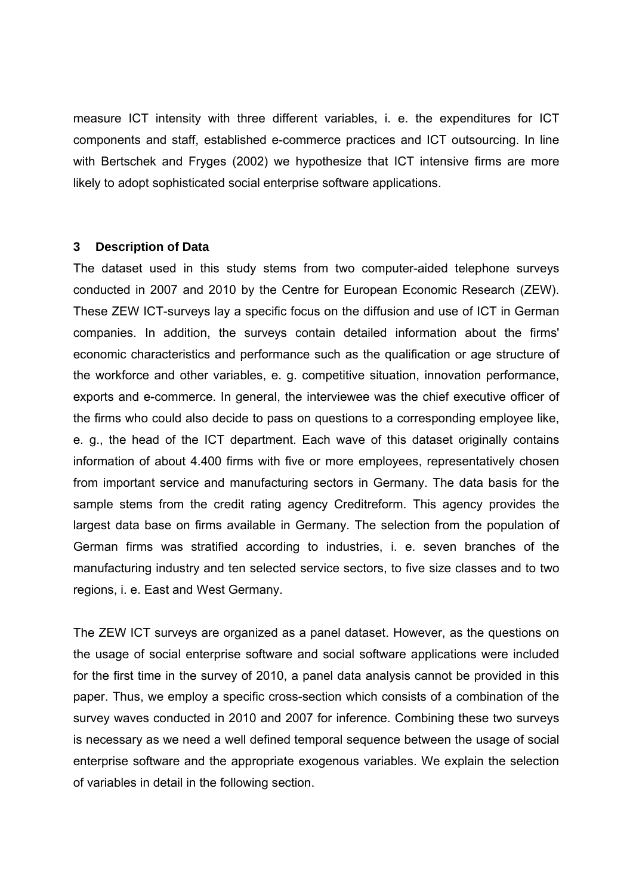measure ICT intensity with three different variables, i. e. the expenditures for ICT components and staff, established e-commerce practices and ICT outsourcing. In line with Bertschek and Fryges (2002) we hypothesize that ICT intensive firms are more likely to adopt sophisticated social enterprise software applications.

## 3 Description of Data

The dataset used in this study stems from two computer-aided telephone surveys conducted in 2007 and 2010 by the Centre for European Economic Research (ZEW). These ZEW ICT-surveys lay a specific focus on the diffusion and use of ICT in German companies. In addition, the surveys contain detailed information about the firms' economic characteristics and performance such as the qualification or age structure of the workforce and other variables, e. g. competitive situation, innovation performance, exports and e-commerce. In general, the interviewee was the chief executive officer of the firms who could also decide to pass on questions to a corresponding employee like, e. g., the head of the ICT department. Each wave of this dataset originally contains information of about 4.400 firms with five or more employees, representatively chosen from important service and manufacturing sectors in Germany. The data basis for the sample stems from the credit rating agency Creditreform. This agency provides the largest data base on firms available in Germany. The selection from the population of German firms was stratified according to industries, i. e. seven branches of the manufacturing industry and ten selected service sectors, to five size classes and to two regions, i. e. East and West Germany.

The ZEW ICT surveys are organized as a panel dataset. However, as the questions on the usage of social enterprise software and social software applications were included for the first time in the survey of 2010, a panel data analysis cannot be provided in this paper. Thus, we employ a specific cross-section which consists of a combination of the survey waves conducted in 2010 and 2007 for inference. Combining these two surveys is necessary as we need a well defined temporal sequence between the usage of social enterprise software and the appropriate exogenous variables. We explain the selection of variables in detail in the following section.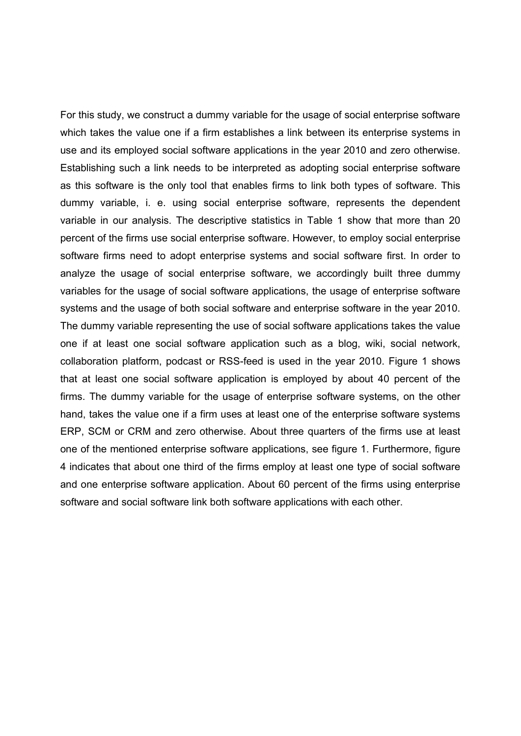For this study, we construct a dummy variable for the usage of social enterprise software which takes the value one if a firm establishes a link between its enterprise systems in use and its employed social software applications in the year 2010 and zero otherwise. Establishing such a link needs to be interpreted as adopting social enterprise software as this software is the only tool that enables firms to link both types of software. This dummy variable, i. e. using social enterprise software, represents the dependent variable in our analysis. The descriptive statistics in Table 1 show that more than 20 percent of the firms use social enterprise software. However, to employ social enterprise software firms need to adopt enterprise systems and social software first. In order to analyze the usage of social enterprise software, we accordingly built three dummy variables for the usage of social software applications, the usage of enterprise software systems and the usage of both social software and enterprise software in the year 2010. The dummy variable representing the use of social software applications takes the value one if at least one social software application such as a blog, wiki, social network, collaboration platform, podcast or RSS-feed is used in the year 2010. Figure 1 shows that at least one social software application is employed by about 40 percent of the firms. The dummy variable for the usage of enterprise software systems, on the other hand, takes the value one if a firm uses at least one of the enterprise software systems ERP, SCM or CRM and zero otherwise. About three quarters of the firms use at least one of the mentioned enterprise software applications, see figure 1. Furthermore, figure 4 indicates that about one third of the firms employ at least one type of social software and one enterprise software application. About 60 percent of the firms using enterprise software and social software link both software applications with each other.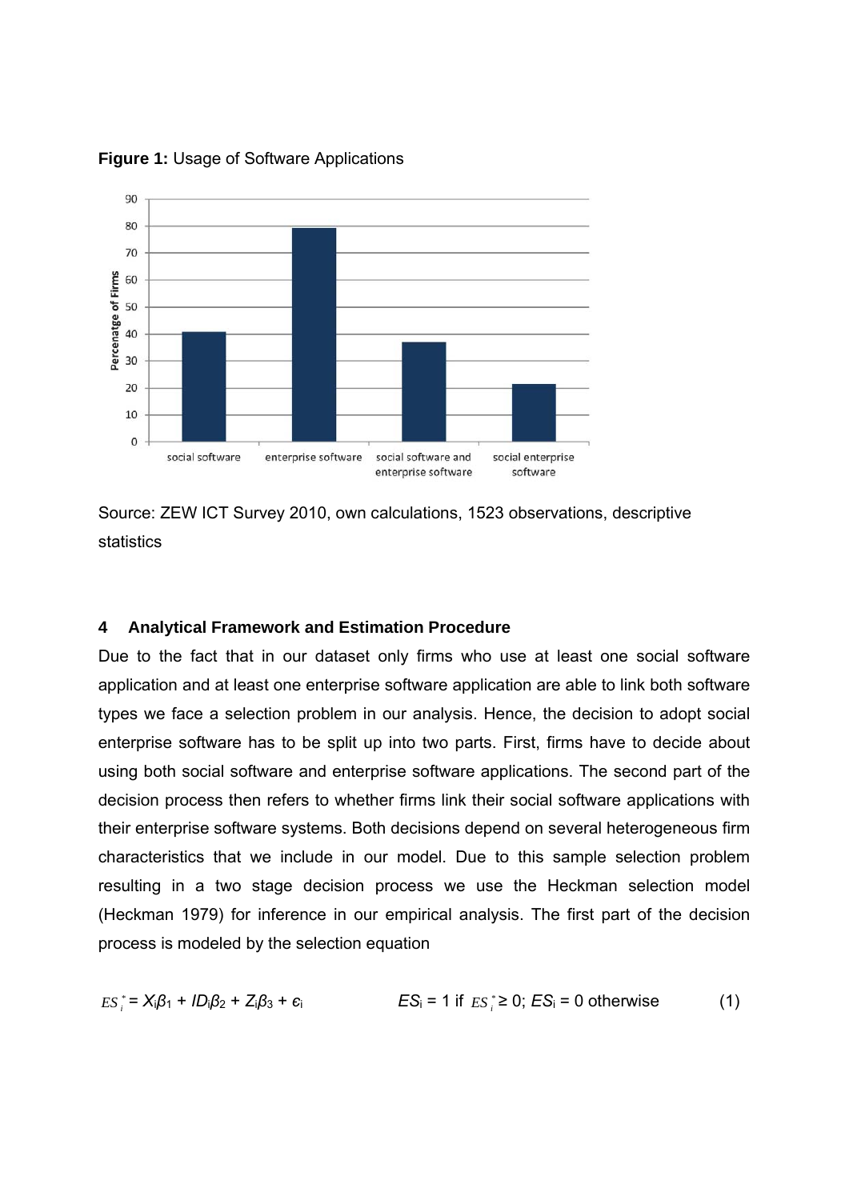**Figure 1:** Usage of Software Applications

Source: ZEW ICT Survey 2010, own calculations, 1523 observations, descriptive statistics

## 4 Analytical Framework and Estimation Procedure

Due to the fact that in our dataset only firms who use at least one social software application and at least one enterprise software application are able to link both software types we face a selection problem in our analysis. Hence, the decision to adopt social enterprise software has to be split up into two parts. First, firms have to decide about using both social software and enterprise software applications. The second part of the decision process then refers to whether firms link their social software applications with their enterprise software systems. Both decisions depend on several heterogeneous firm characteristics that we include in our model. Due to this sample selection problem resulting in a two stage decision process we use the Heckman selection model (Heckman 1979) for inference in our empirical analysis. The first part of the decision process is modeled by the selection equation

$$ES_i^* = X_i\beta_1 + ID_i\beta_2 + Z_i\beta_3 + \epsilon_i \qquad ES_i = 1 \text{ if } ES_i^* \geq 0;\ ES_i = 0 \text{ otherwise} \qquad (1)$$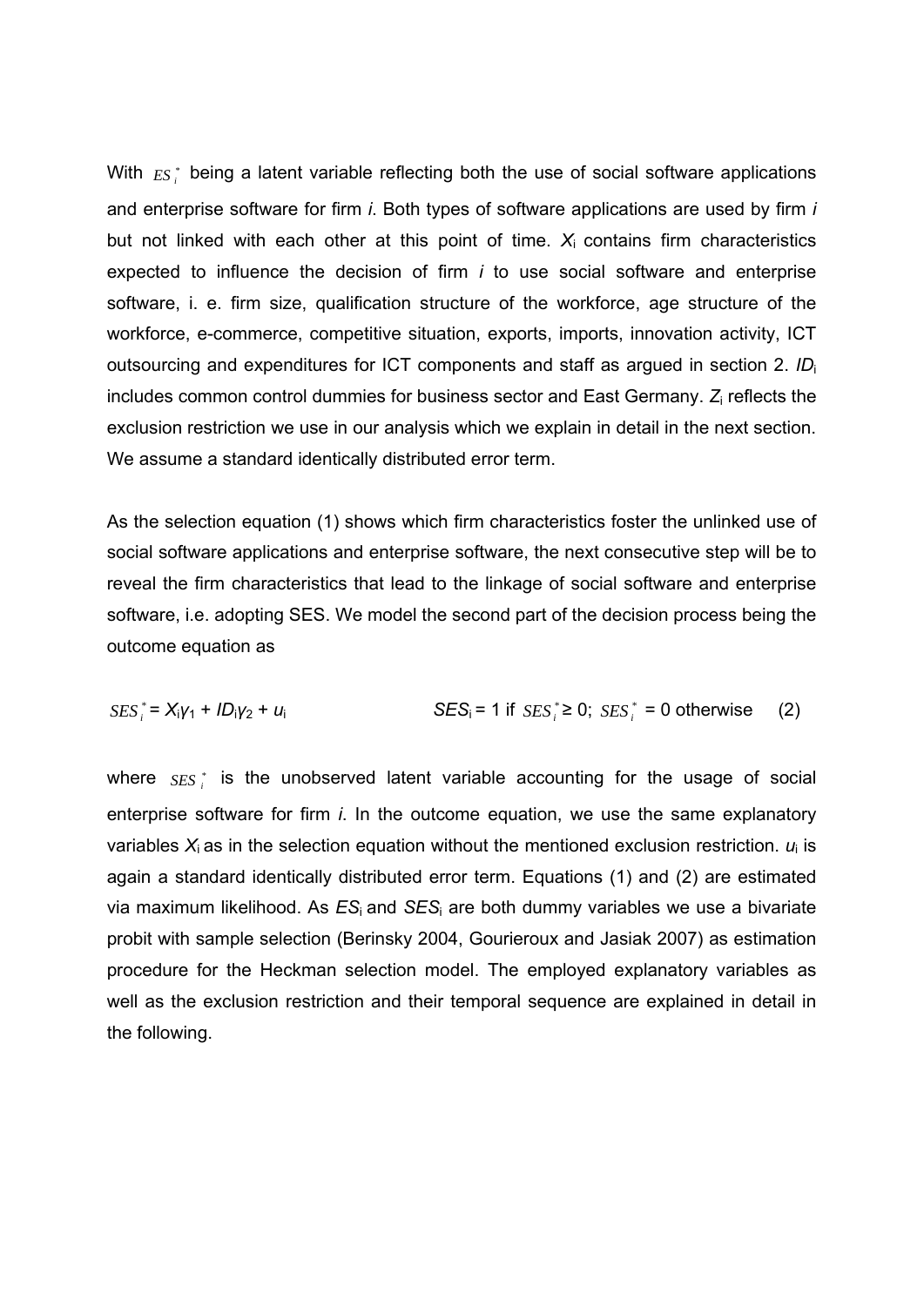With $ES_i^*$ being a latent variable reflecting both the use of social software applications and enterprise software for firm *i*. Both types of software applications are used by firm *i* but not linked with each other at this point of time. $X_i$ contains firm characteristics expected to influence the decision of firm *i* to use social software and enterprise software, i. e. firm size, qualification structure of the workforce, age structure of the workforce, e-commerce, competitive situation, exports, imports, innovation activity, ICT outsourcing and expenditures for ICT components and staff as argued in section 2. $ID_i$ includes common control dummies for business sector and East Germany. $Z_i$ reflects the exclusion restriction we use in our analysis which we explain in detail in the next section. We assume a standard identically distributed error term.

As the selection equation (1) shows which firm characteristics foster the unlinked use of social software applications and enterprise software, the next consecutive step will be to reveal the firm characteristics that lead to the linkage of social software and enterprise software, i.e. adopting SES. We model the second part of the decision process being the outcome equation as

$$SES_i^* = X_i\gamma_1 + ID_i\gamma_2 + u_i \qquad\qquad SES_i = 1 \text{ if } SES_i^* \geq 0;\ SES_i^* = 0 \text{ otherwise} \qquad (2)$$

where $SES_i^*$ is the unobserved latent variable accounting for the usage of social enterprise software for firm *i*. In the outcome equation, we use the same explanatory variables $X_i$ as in the selection equation without the mentioned exclusion restriction. $u_i$ is again a standard identically distributed error term. Equations (1) and (2) are estimated via maximum likelihood. As $ES_i$ and $SES_i$ are both dummy variables we use a bivariate probit with sample selection (Berinsky 2004, Gourieroux and Jasiak 2007) as estimation procedure for the Heckman selection model. The employed explanatory variables as well as the exclusion restriction and their temporal sequence are explained in detail in the following.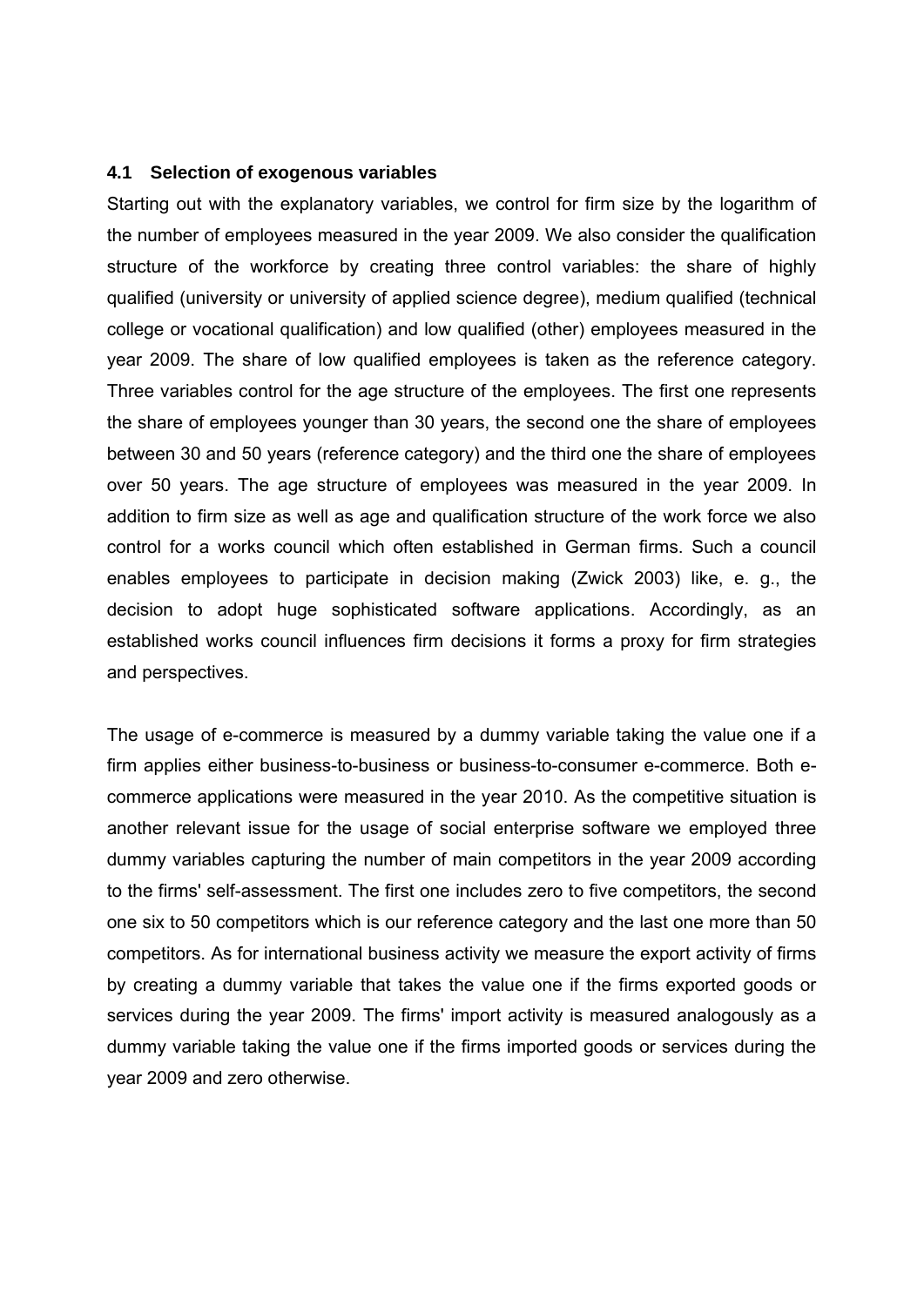### 4.1 Selection of exogenous variables

Starting out with the explanatory variables, we control for firm size by the logarithm of the number of employees measured in the year 2009. We also consider the qualification structure of the workforce by creating three control variables: the share of highly qualified (university or university of applied science degree), medium qualified (technical college or vocational qualification) and low qualified (other) employees measured in the year 2009. The share of low qualified employees is taken as the reference category. Three variables control for the age structure of the employees. The first one represents the share of employees younger than 30 years, the second one the share of employees between 30 and 50 years (reference category) and the third one the share of employees over 50 years. The age structure of employees was measured in the year 2009. In addition to firm size as well as age and qualification structure of the work force we also control for a works council which often established in German firms. Such a council enables employees to participate in decision making (Zwick 2003) like, e. g., the decision to adopt huge sophisticated software applications. Accordingly, as an established works council influences firm decisions it forms a proxy for firm strategies and perspectives.

The usage of e-commerce is measured by a dummy variable taking the value one if a firm applies either business-to-business or business-to-consumer e-commerce. Both e-commerce applications were measured in the year 2010. As the competitive situation is another relevant issue for the usage of social enterprise software we employed three dummy variables capturing the number of main competitors in the year 2009 according to the firms' self-assessment. The first one includes zero to five competitors, the second one six to 50 competitors which is our reference category and the last one more than 50 competitors. As for international business activity we measure the export activity of firms by creating a dummy variable that takes the value one if the firms exported goods or services during the year 2009. The firms' import activity is measured analogously as a dummy variable taking the value one if the firms imported goods or services during the year 2009 and zero otherwise.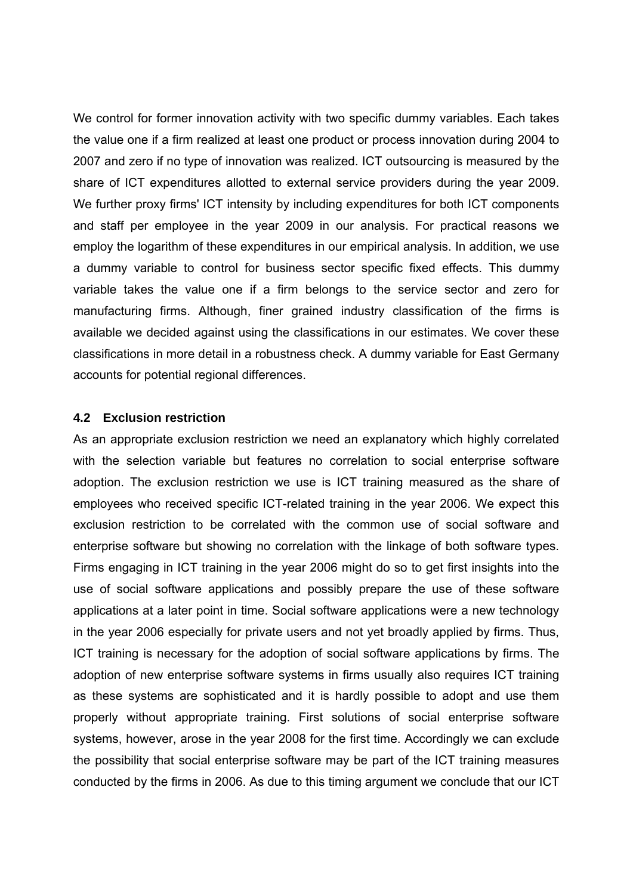We control for former innovation activity with two specific dummy variables. Each takes the value one if a firm realized at least one product or process innovation during 2004 to 2007 and zero if no type of innovation was realized. ICT outsourcing is measured by the share of ICT expenditures allotted to external service providers during the year 2009. We further proxy firms' ICT intensity by including expenditures for both ICT components and staff per employee in the year 2009 in our analysis. For practical reasons we employ the logarithm of these expenditures in our empirical analysis. In addition, we use a dummy variable to control for business sector specific fixed effects. This dummy variable takes the value one if a firm belongs to the service sector and zero for manufacturing firms. Although, finer grained industry classification of the firms is available we decided against using the classifications in our estimates. We cover these classifications in more detail in a robustness check. A dummy variable for East Germany accounts for potential regional differences.

### 4.2 Exclusion restriction

As an appropriate exclusion restriction we need an explanatory which highly correlated with the selection variable but features no correlation to social enterprise software adoption. The exclusion restriction we use is ICT training measured as the share of employees who received specific ICT-related training in the year 2006. We expect this exclusion restriction to be correlated with the common use of social software and enterprise software but showing no correlation with the linkage of both software types. Firms engaging in ICT training in the year 2006 might do so to get first insights into the use of social software applications and possibly prepare the use of these software applications at a later point in time. Social software applications were a new technology in the year 2006 especially for private users and not yet broadly applied by firms. Thus, ICT training is necessary for the adoption of social software applications by firms. The adoption of new enterprise software systems in firms usually also requires ICT training as these systems are sophisticated and it is hardly possible to adopt and use them properly without appropriate training. First solutions of social enterprise software systems, however, arose in the year 2008 for the first time. Accordingly we can exclude the possibility that social enterprise software may be part of the ICT training measures conducted by the firms in 2006. As due to this timing argument we conclude that our ICT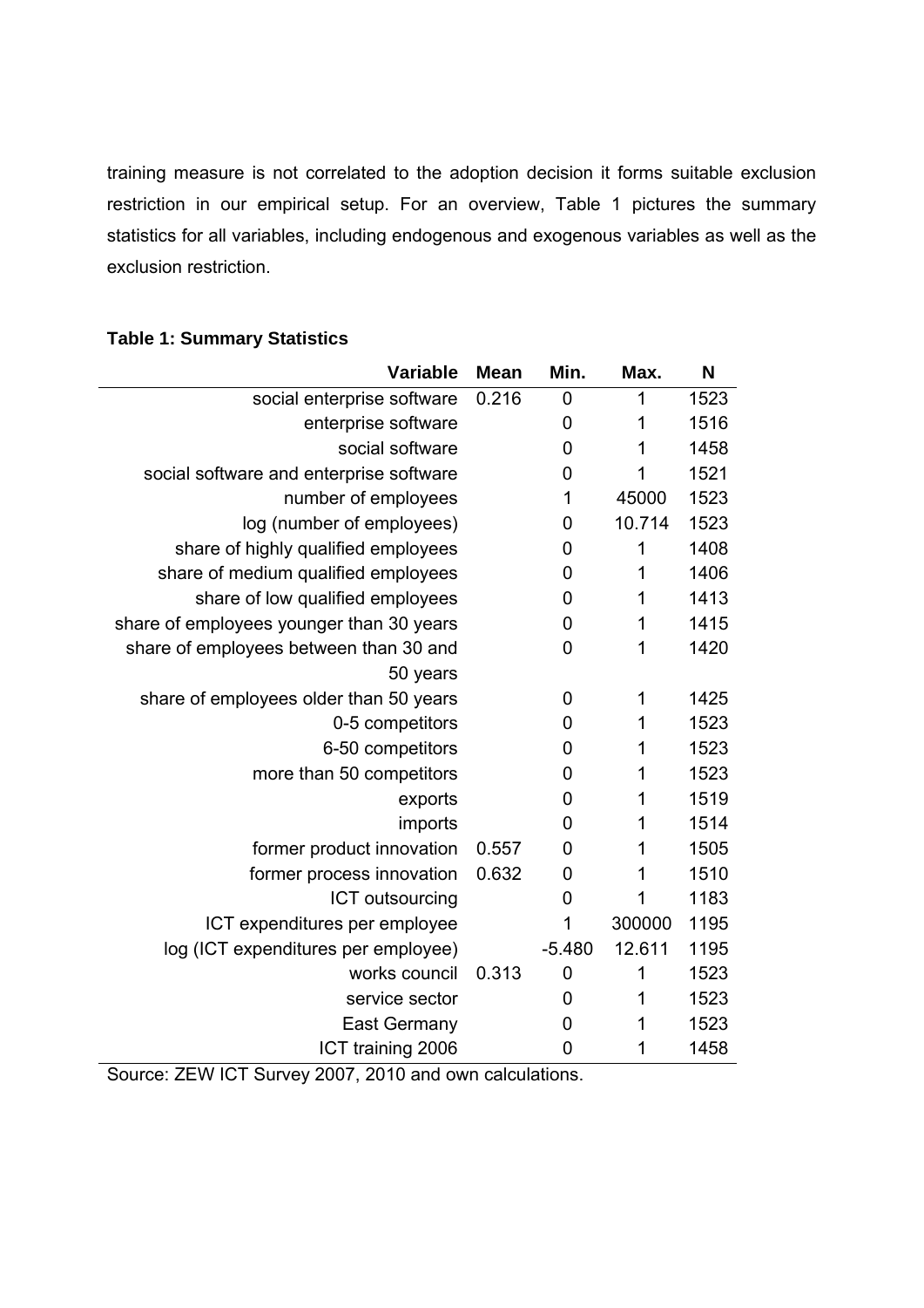training measure is not correlated to the adoption decision it forms suitable exclusion restriction in our empirical setup. For an overview, Table 1 pictures the summary statistics for all variables, including endogenous and exogenous variables as well as the exclusion restriction.

**Table 1: Summary Statistics**

| Variable | Mean | Min. | Max. | N |
|---|---|---|---|---|
| social enterprise software | 0.216 | 0 | 1 | 1523 |
| enterprise software | | 0 | 1 | 1516 |
| social software | | 0 | 1 | 1458 |
| social software and enterprise software | | 0 | 1 | 1521 |
| number of employees | | 1 | 45000 | 1523 |
| log (number of employees) | | 0 | 10.714 | 1523 |
| share of highly qualified employees | | 0 | 1 | 1408 |
| share of medium qualified employees | | 0 | 1 | 1406 |
| share of low qualified employees | | 0 | 1 | 1413 |
| share of employees younger than 30 years | | 0 | 1 | 1415 |
| share of employees between than 30 and 50 years | | 0 | 1 | 1420 |
| share of employees older than 50 years | | 0 | 1 | 1425 |
| 0-5 competitors | | 0 | 1 | 1523 |
| 6-50 competitors | | 0 | 1 | 1523 |
| more than 50 competitors | | 0 | 1 | 1523 |
| exports | | 0 | 1 | 1519 |
| imports | | 0 | 1 | 1514 |
| former product innovation | 0.557 | 0 | 1 | 1505 |
| former process innovation | 0.632 | 0 | 1 | 1510 |
| ICT outsourcing | | 0 | 1 | 1183 |
| ICT expenditures per employee | | 1 | 300000 | 1195 |
| log (ICT expenditures per employee) | | -5.480 | 12.611 | 1195 |
| works council | 0.313 | 0 | 1 | 1523 |
| service sector | | 0 | 1 | 1523 |
| East Germany | | 0 | 1 | 1523 |
| ICT training 2006 | | 0 | 1 | 1458 |

Source: ZEW ICT Survey 2007, 2010 and own calculations.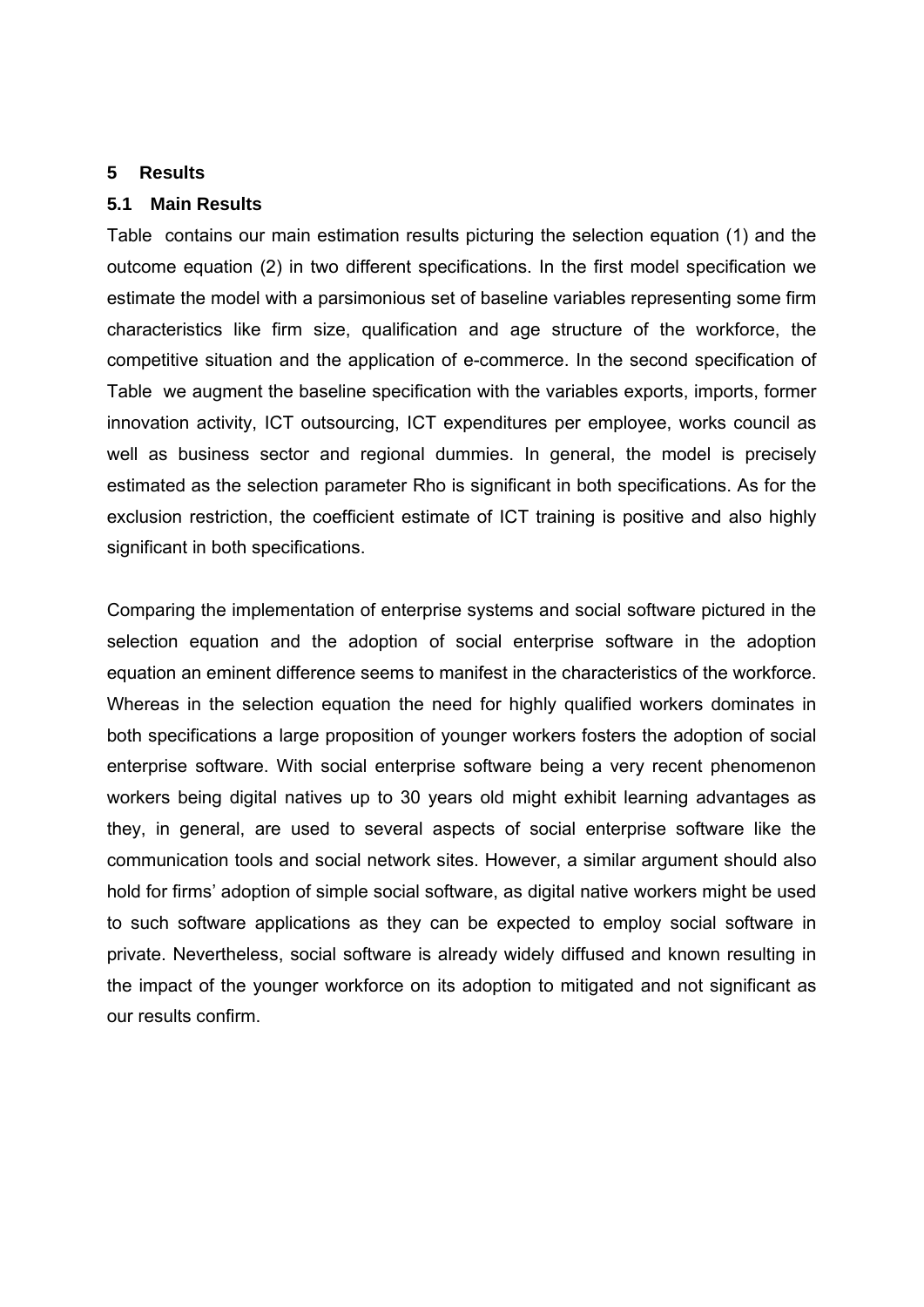## 5 Results

### 5.1 Main Results

Table  contains our main estimation results picturing the selection equation (1) and the outcome equation (2) in two different specifications. In the first model specification we estimate the model with a parsimonious set of baseline variables representing some firm characteristics like firm size, qualification and age structure of the workforce, the competitive situation and the application of e-commerce. In the second specification of Table  we augment the baseline specification with the variables exports, imports, former innovation activity, ICT outsourcing, ICT expenditures per employee, works council as well as business sector and regional dummies. In general, the model is precisely estimated as the selection parameter Rho is significant in both specifications. As for the exclusion restriction, the coefficient estimate of ICT training is positive and also highly significant in both specifications.

Comparing the implementation of enterprise systems and social software pictured in the selection equation and the adoption of social enterprise software in the adoption equation an eminent difference seems to manifest in the characteristics of the workforce. Whereas in the selection equation the need for highly qualified workers dominates in both specifications a large proposition of younger workers fosters the adoption of social enterprise software. With social enterprise software being a very recent phenomenon workers being digital natives up to 30 years old might exhibit learning advantages as they, in general, are used to several aspects of social enterprise software like the communication tools and social network sites. However, a similar argument should also hold for firms' adoption of simple social software, as digital native workers might be used to such software applications as they can be expected to employ social software in private. Nevertheless, social software is already widely diffused and known resulting in the impact of the younger workforce on its adoption to mitigated and not significant as our results confirm.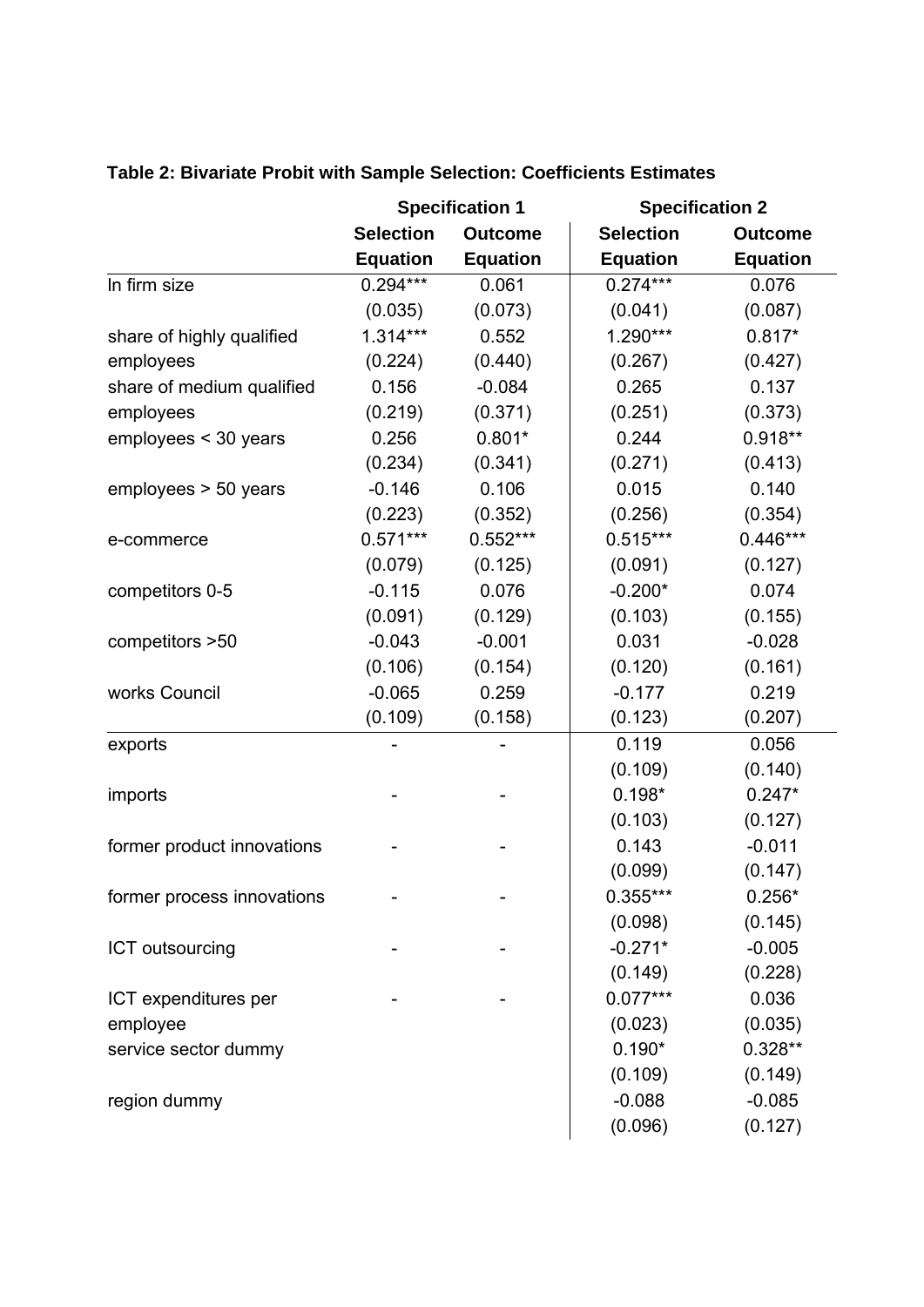**Table 2: Bivariate Probit with Sample Selection: Coefficients Estimates**

| | Specification 1 | | Specification 2 | |
|---|---|---|---|---|
| | Selection Equation | Outcome Equation | Selection Equation | Outcome Equation |
| ln firm size | 0.294*** | 0.061 | 0.274*** | 0.076 |
| | (0.035) | (0.073) | (0.041) | (0.087) |
| share of highly qualified employees | 1.314*** | 0.552 | 1.290*** | 0.817* |
| | (0.224) | (0.440) | (0.267) | (0.427) |
| share of medium qualified employees | 0.156 | -0.084 | 0.265 | 0.137 |
| | (0.219) | (0.371) | (0.251) | (0.373) |
| employees < 30 years | 0.256 | 0.801* | 0.244 | 0.918** |
| | (0.234) | (0.341) | (0.271) | (0.413) |
| employees > 50 years | -0.146 | 0.106 | 0.015 | 0.140 |
| | (0.223) | (0.352) | (0.256) | (0.354) |
| e-commerce | 0.571*** | 0.552*** | 0.515*** | 0.446*** |
| | (0.079) | (0.125) | (0.091) | (0.127) |
| competitors 0-5 | -0.115 | 0.076 | -0.200* | 0.074 |
| | (0.091) | (0.129) | (0.103) | (0.155) |
| competitors >50 | -0.043 | -0.001 | 0.031 | -0.028 |
| | (0.106) | (0.154) | (0.120) | (0.161) |
| works Council | -0.065 | 0.259 | -0.177 | 0.219 |
| | (0.109) | (0.158) | (0.123) | (0.207) |
| exports | - | - | 0.119 | 0.056 |
| | | | (0.109) | (0.140) |
| imports | - | - | 0.198* | 0.247* |
| | | | (0.103) | (0.127) |
| former product innovations | - | - | 0.143 | -0.011 |
| | | | (0.099) | (0.147) |
| former process innovations | - | - | 0.355*** | 0.256* |
| | | | (0.098) | (0.145) |
| ICT outsourcing | - | - | -0.271* | -0.005 |
| | | | (0.149) | (0.228) |
| ICT expenditures per employee | - | - | 0.077*** | 0.036 |
| | | | (0.023) | (0.035) |
| service sector dummy | | | 0.190* | 0.328** |
| | | | (0.109) | (0.149) |
| region dummy | | | -0.088 | -0.085 |
| | | | (0.096) | (0.127) |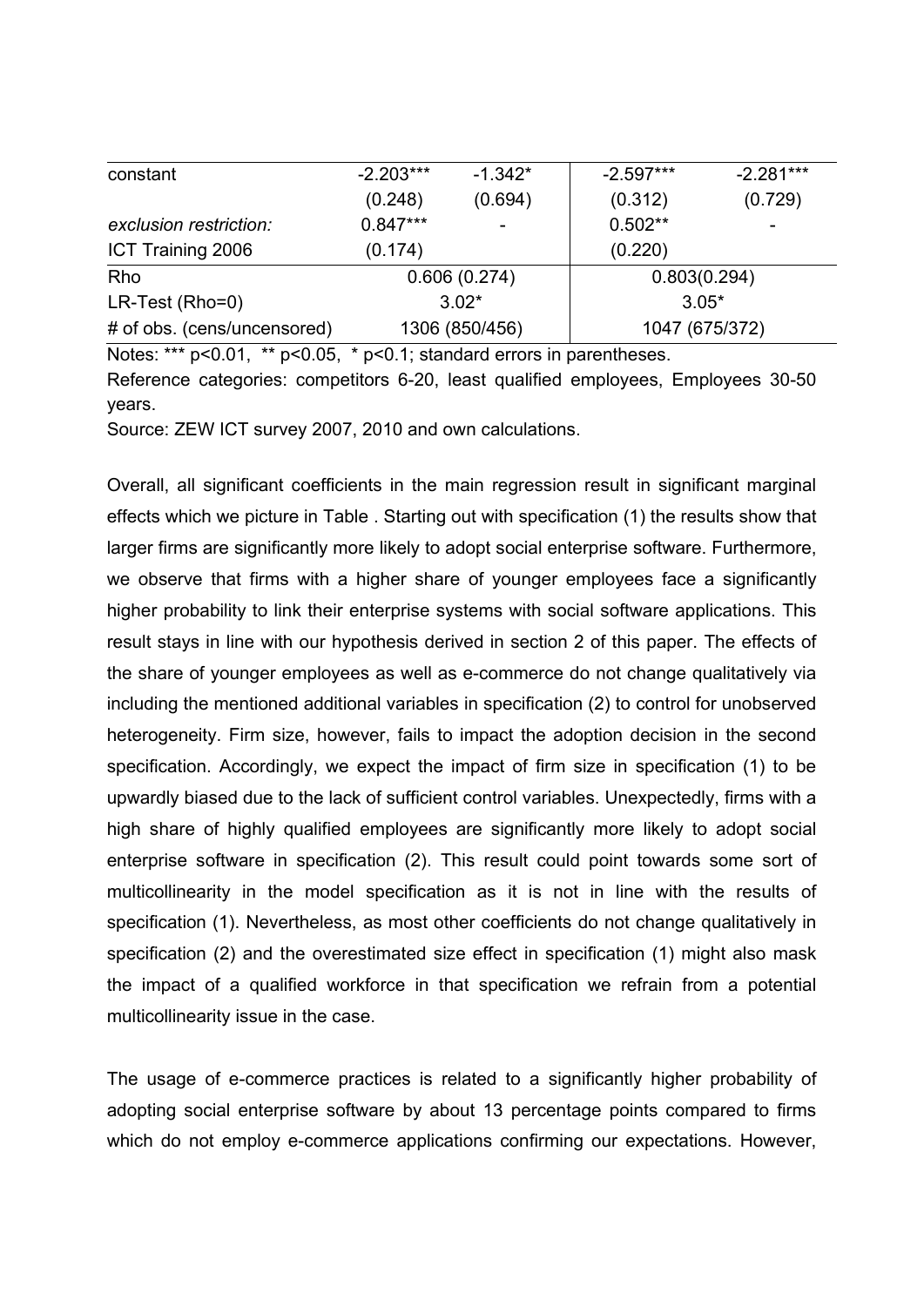| | | | | |
|---|---|---|---|---|
| constant | -2.203*** | -1.342* | -2.597*** | -2.281*** |
| | (0.248) | (0.694) | (0.312) | (0.729) |
| *exclusion restriction:* | 0.847*** | - | 0.502** | - |
| ICT Training 2006 | (0.174) | | (0.220) | |
| Rho | 0.606 (0.274) | | 0.803(0.294) | |
| LR-Test (Rho=0) | 3.02* | | 3.05* | |
| # of obs. (cens/uncensored) | 1306 (850/456) | | 1047 (675/372) | |

Notes: *** p<0.01, ** p<0.05, * p<0.1; standard errors in parentheses.

Reference categories: competitors 6-20, least qualified employees, Employees 30-50 years.

Source: ZEW ICT survey 2007, 2010 and own calculations.

Overall, all significant coefficients in the main regression result in significant marginal effects which we picture in Table . Starting out with specification (1) the results show that larger firms are significantly more likely to adopt social enterprise software. Furthermore, we observe that firms with a higher share of younger employees face a significantly higher probability to link their enterprise systems with social software applications. This result stays in line with our hypothesis derived in section 2 of this paper. The effects of the share of younger employees as well as e-commerce do not change qualitatively via including the mentioned additional variables in specification (2) to control for unobserved heterogeneity. Firm size, however, fails to impact the adoption decision in the second specification. Accordingly, we expect the impact of firm size in specification (1) to be upwardly biased due to the lack of sufficient control variables. Unexpectedly, firms with a high share of highly qualified employees are significantly more likely to adopt social enterprise software in specification (2). This result could point towards some sort of multicollinearity in the model specification as it is not in line with the results of specification (1). Nevertheless, as most other coefficients do not change qualitatively in specification (2) and the overestimated size effect in specification (1) might also mask the impact of a qualified workforce in that specification we refrain from a potential multicollinearity issue in the case.

The usage of e-commerce practices is related to a significantly higher probability of adopting social enterprise software by about 13 percentage points compared to firms which do not employ e-commerce applications confirming our expectations. However,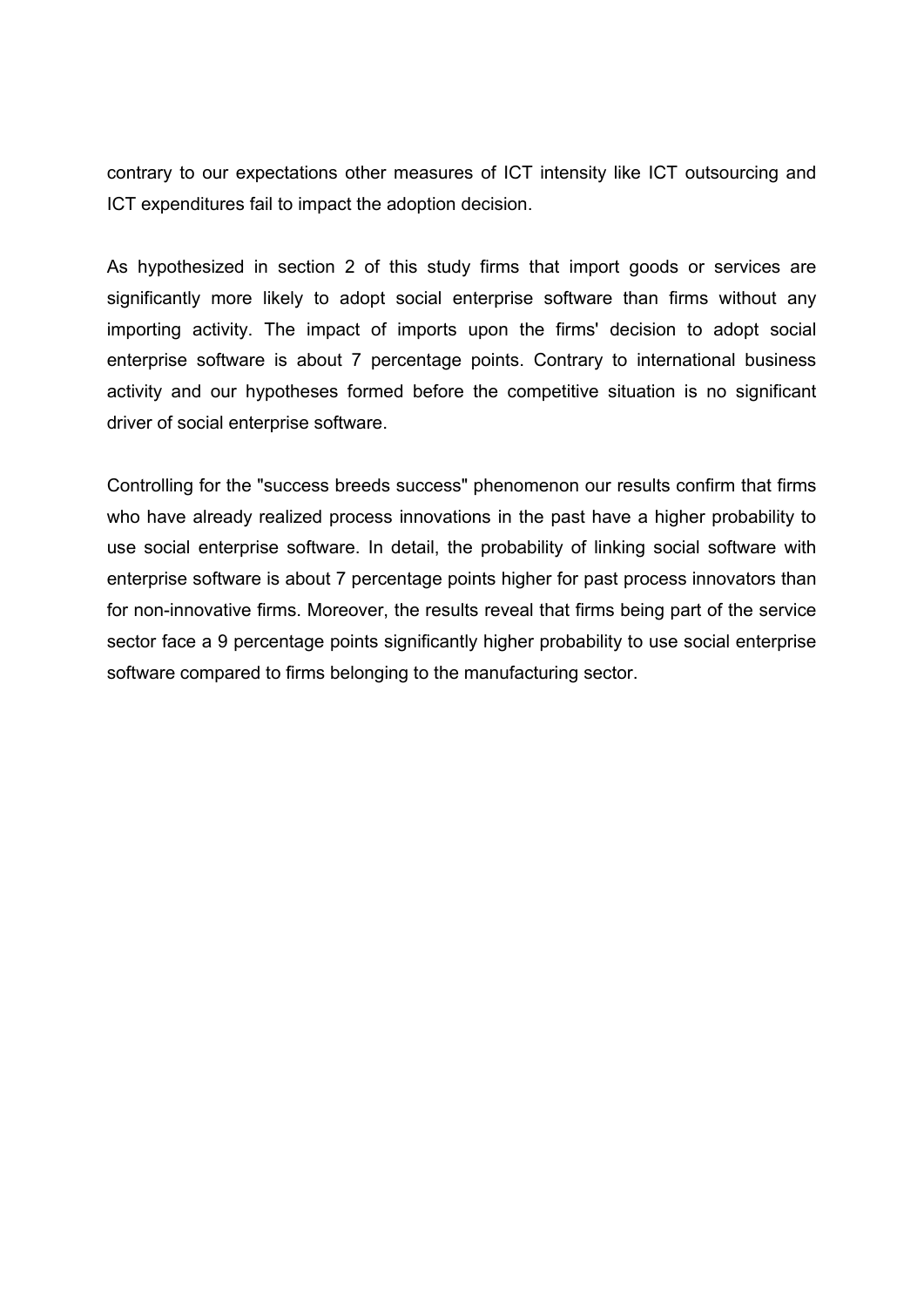contrary to our expectations other measures of ICT intensity like ICT outsourcing and ICT expenditures fail to impact the adoption decision.

As hypothesized in section 2 of this study firms that import goods or services are significantly more likely to adopt social enterprise software than firms without any importing activity. The impact of imports upon the firms' decision to adopt social enterprise software is about 7 percentage points. Contrary to international business activity and our hypotheses formed before the competitive situation is no significant driver of social enterprise software.

Controlling for the "success breeds success" phenomenon our results confirm that firms who have already realized process innovations in the past have a higher probability to use social enterprise software. In detail, the probability of linking social software with enterprise software is about 7 percentage points higher for past process innovators than for non-innovative firms. Moreover, the results reveal that firms being part of the service sector face a 9 percentage points significantly higher probability to use social enterprise software compared to firms belonging to the manufacturing sector.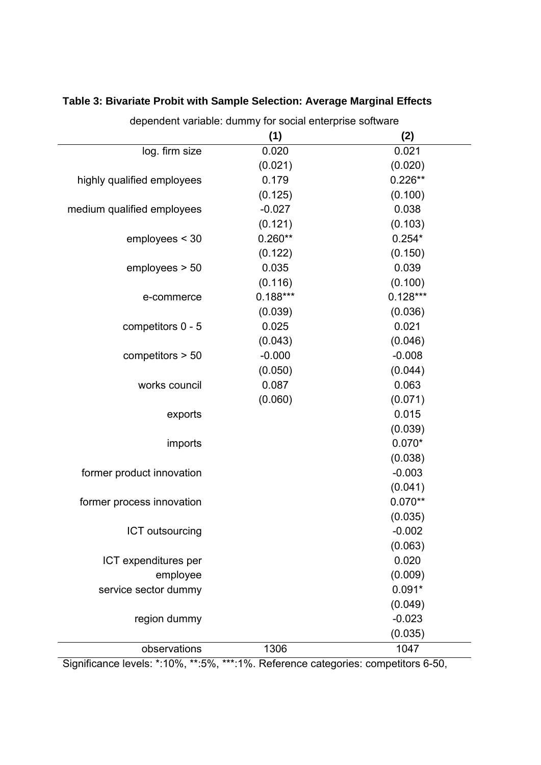**Table 3: Bivariate Probit with Sample Selection: Average Marginal Effects**

| dependent variable: dummy for social enterprise software | | |
|---|---|---|
| | **(1)** | **(2)** |
| log. firm size | 0.020 | 0.021 |
| | (0.021) | (0.020) |
| highly qualified employees | 0.179 | 0.226** |
| | (0.125) | (0.100) |
| medium qualified employees | -0.027 | 0.038 |
| | (0.121) | (0.103) |
| employees < 30 | 0.260** | 0.254* |
| | (0.122) | (0.150) |
| employees > 50 | 0.035 | 0.039 |
| | (0.116) | (0.100) |
| e-commerce | 0.188*** | 0.128*** |
| | (0.039) | (0.036) |
| competitors 0 - 5 | 0.025 | 0.021 |
| | (0.043) | (0.046) |
| competitors > 50 | -0.000 | -0.008 |
| | (0.050) | (0.044) |
| works council | 0.087 | 0.063 |
| | (0.060) | (0.071) |
| exports | | 0.015 |
| | | (0.039) |
| imports | | 0.070* |
| | | (0.038) |
| former product innovation | | -0.003 |
| | | (0.041) |
| former process innovation | | 0.070** |
| | | (0.035) |
| ICT outsourcing | | -0.002 |
| | | (0.063) |
| ICT expenditures per employee | | 0.020 |
| | | (0.009) |
| service sector dummy | | 0.091* |
| | | (0.049) |
| region dummy | | -0.023 |
| | | (0.035) |
| observations | 1306 | 1047 |

Significance levels: *:10%, **:5%, ***:1%. Reference categories: competitors 6-50,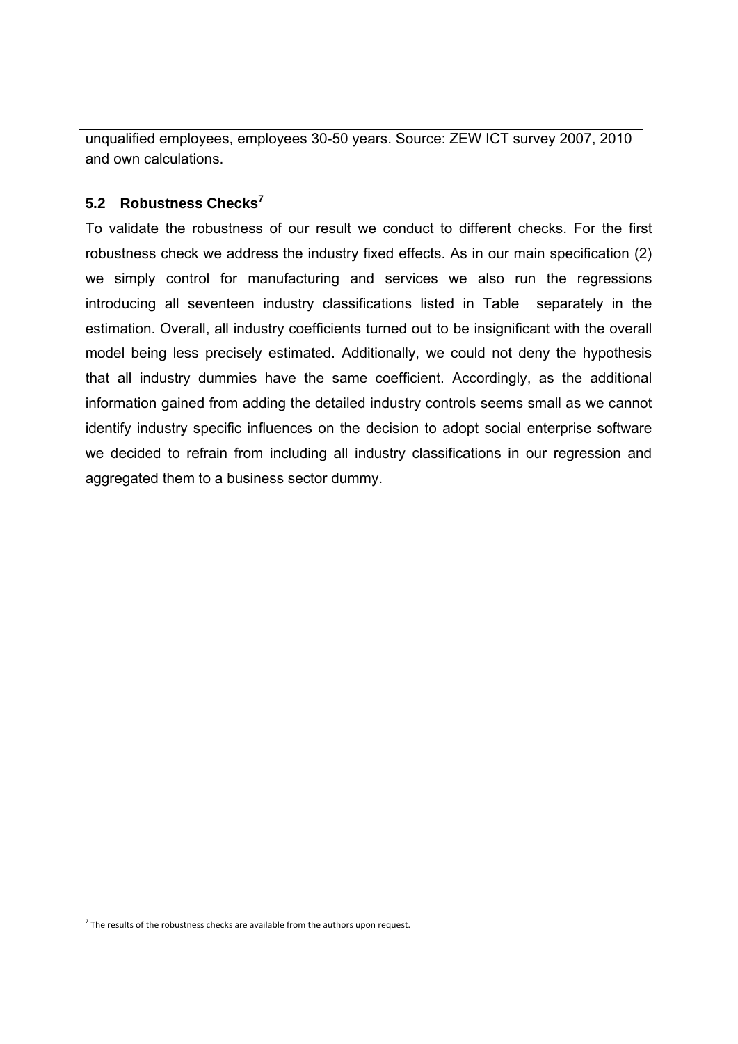unqualified employees, employees 30-50 years. Source: ZEW ICT survey 2007, 2010 and own calculations.

## 5.2 Robustness Checks[7]

To validate the robustness of our result we conduct to different checks. For the first robustness check we address the industry fixed effects. As in our main specification (2) we simply control for manufacturing and services we also run the regressions introducing all seventeen industry classifications listed in Table  separately in the estimation. Overall, all industry coefficients turned out to be insignificant with the overall model being less precisely estimated. Additionally, we could not deny the hypothesis that all industry dummies have the same coefficient. Accordingly, as the additional information gained from adding the detailed industry controls seems small as we cannot identify industry specific influences on the decision to adopt social enterprise software we decided to refrain from including all industry classifications in our regression and aggregated them to a business sector dummy.

[7] The results of the robustness checks are available from the authors upon request.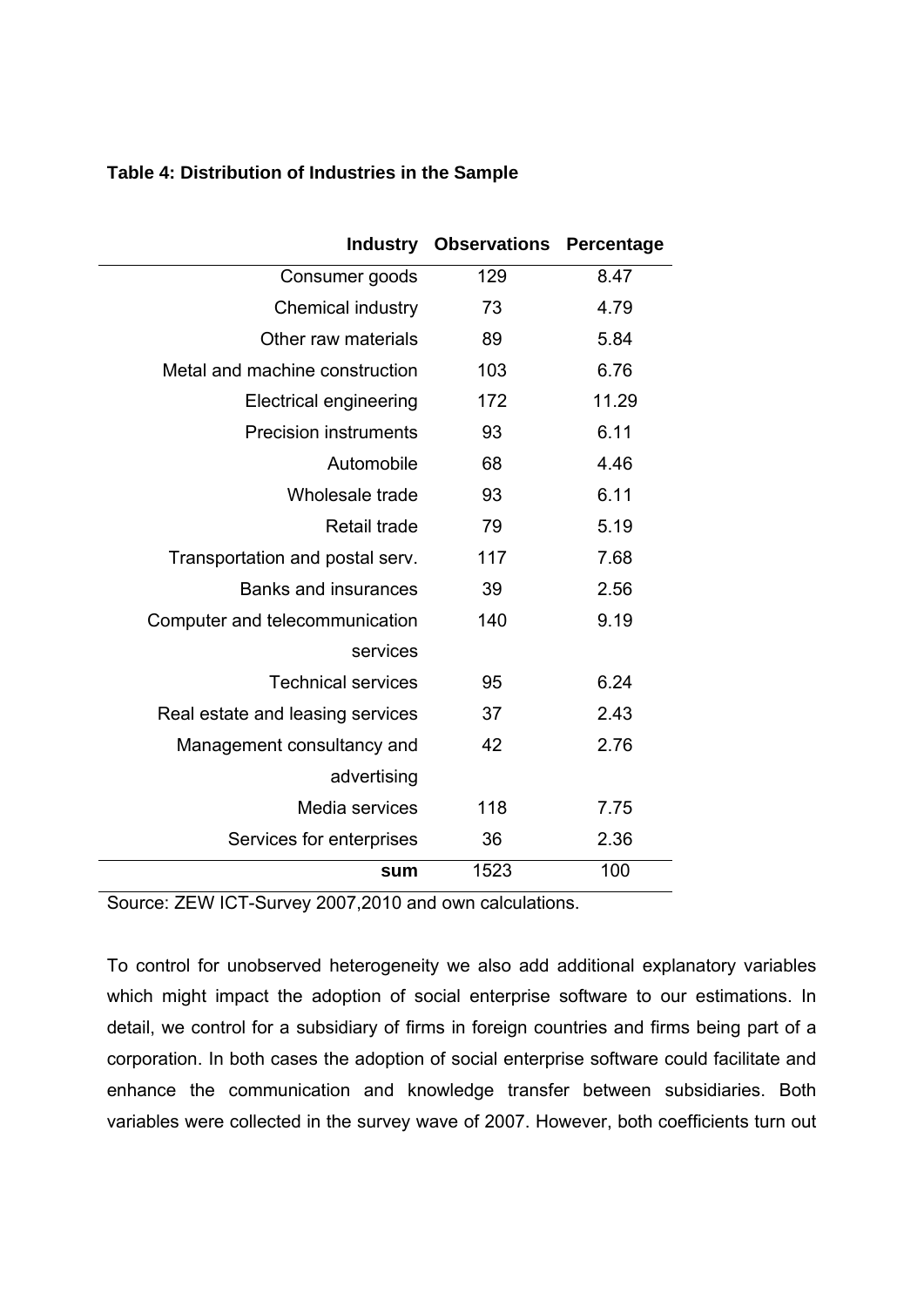**Table 4: Distribution of Industries in the Sample**

| Industry | Observations | Percentage |
|---|---|---|
| Consumer goods | 129 | 8.47 |
| Chemical industry | 73 | 4.79 |
| Other raw materials | 89 | 5.84 |
| Metal and machine construction | 103 | 6.76 |
| Electrical engineering | 172 | 11.29 |
| Precision instruments | 93 | 6.11 |
| Automobile | 68 | 4.46 |
| Wholesale trade | 93 | 6.11 |
| Retail trade | 79 | 5.19 |
| Transportation and postal serv. | 117 | 7.68 |
| Banks and insurances | 39 | 2.56 |
| Computer and telecommunication services | 140 | 9.19 |
| Technical services | 95 | 6.24 |
| Real estate and leasing services | 37 | 2.43 |
| Management consultancy and advertising | 42 | 2.76 |
| Media services | 118 | 7.75 |
| Services for enterprises | 36 | 2.36 |
| **sum** | 1523 | 100 |

Source: ZEW ICT-Survey 2007,2010 and own calculations.

To control for unobserved heterogeneity we also add additional explanatory variables which might impact the adoption of social enterprise software to our estimations. In detail, we control for a subsidiary of firms in foreign countries and firms being part of a corporation. In both cases the adoption of social enterprise software could facilitate and enhance the communication and knowledge transfer between subsidiaries. Both variables were collected in the survey wave of 2007. However, both coefficients turn out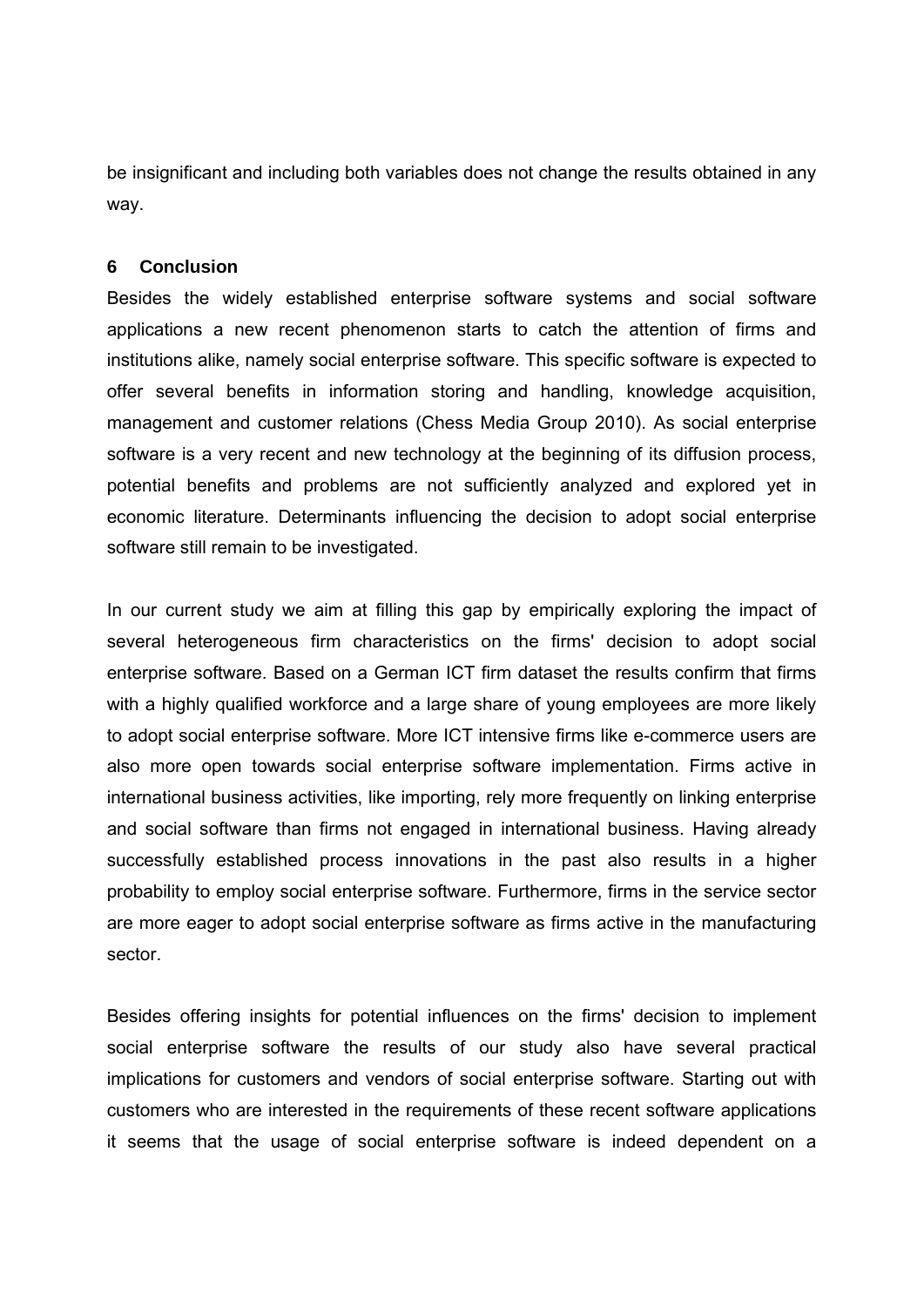be insignificant and including both variables does not change the results obtained in any way.

## 6 Conclusion

Besides the widely established enterprise software systems and social software applications a new recent phenomenon starts to catch the attention of firms and institutions alike, namely social enterprise software. This specific software is expected to offer several benefits in information storing and handling, knowledge acquisition, management and customer relations (Chess Media Group 2010). As social enterprise software is a very recent and new technology at the beginning of its diffusion process, potential benefits and problems are not sufficiently analyzed and explored yet in economic literature. Determinants influencing the decision to adopt social enterprise software still remain to be investigated.

In our current study we aim at filling this gap by empirically exploring the impact of several heterogeneous firm characteristics on the firms' decision to adopt social enterprise software. Based on a German ICT firm dataset the results confirm that firms with a highly qualified workforce and a large share of young employees are more likely to adopt social enterprise software. More ICT intensive firms like e-commerce users are also more open towards social enterprise software implementation. Firms active in international business activities, like importing, rely more frequently on linking enterprise and social software than firms not engaged in international business. Having already successfully established process innovations in the past also results in a higher probability to employ social enterprise software. Furthermore, firms in the service sector are more eager to adopt social enterprise software as firms active in the manufacturing sector.

Besides offering insights for potential influences on the firms' decision to implement social enterprise software the results of our study also have several practical implications for customers and vendors of social enterprise software. Starting out with customers who are interested in the requirements of these recent software applications it seems that the usage of social enterprise software is indeed dependent on a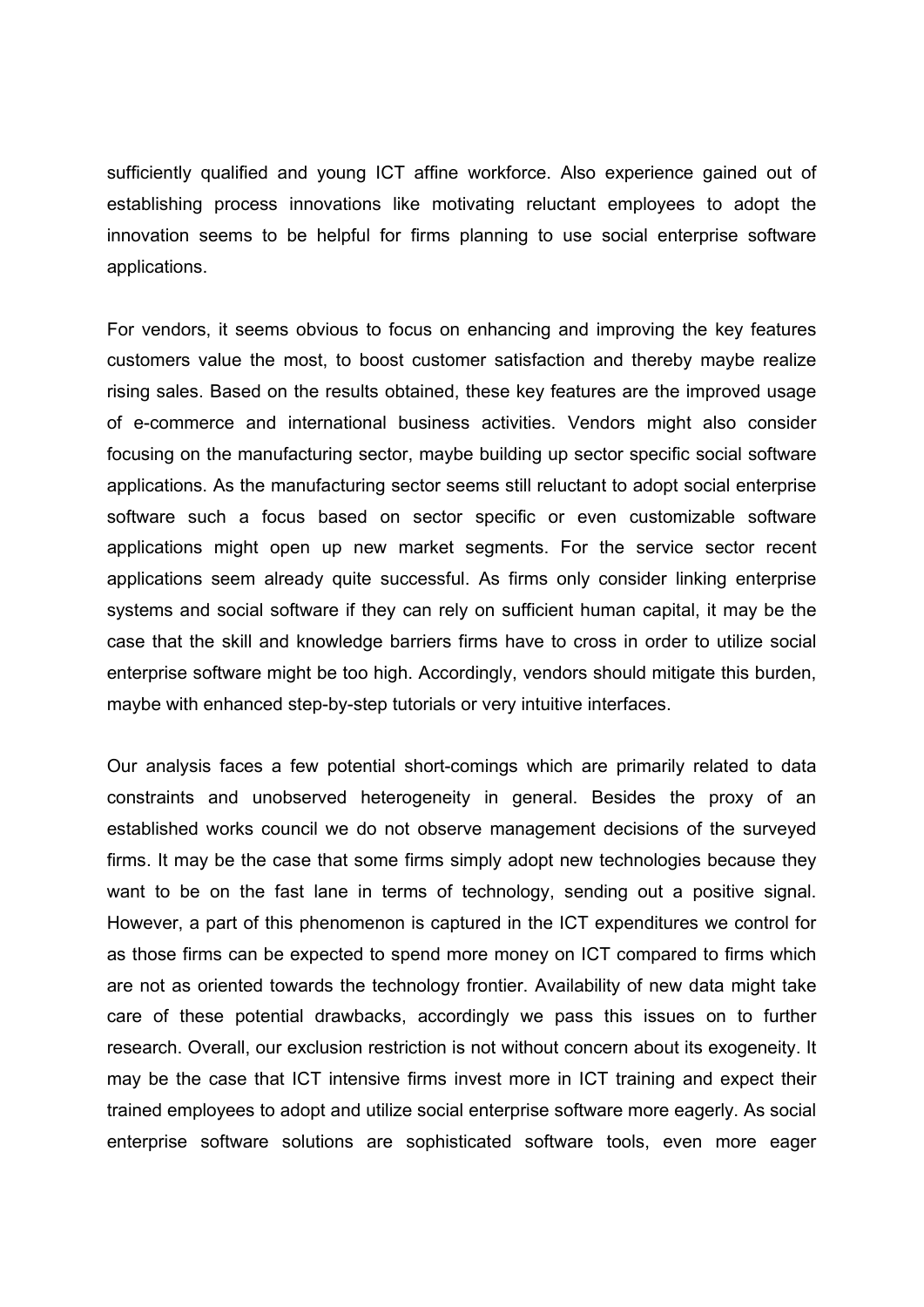sufficiently qualified and young ICT affine workforce. Also experience gained out of establishing process innovations like motivating reluctant employees to adopt the innovation seems to be helpful for firms planning to use social enterprise software applications.

For vendors, it seems obvious to focus on enhancing and improving the key features customers value the most, to boost customer satisfaction and thereby maybe realize rising sales. Based on the results obtained, these key features are the improved usage of e-commerce and international business activities. Vendors might also consider focusing on the manufacturing sector, maybe building up sector specific social software applications. As the manufacturing sector seems still reluctant to adopt social enterprise software such a focus based on sector specific or even customizable software applications might open up new market segments. For the service sector recent applications seem already quite successful. As firms only consider linking enterprise systems and social software if they can rely on sufficient human capital, it may be the case that the skill and knowledge barriers firms have to cross in order to utilize social enterprise software might be too high. Accordingly, vendors should mitigate this burden, maybe with enhanced step-by-step tutorials or very intuitive interfaces.

Our analysis faces a few potential short-comings which are primarily related to data constraints and unobserved heterogeneity in general. Besides the proxy of an established works council we do not observe management decisions of the surveyed firms. It may be the case that some firms simply adopt new technologies because they want to be on the fast lane in terms of technology, sending out a positive signal. However, a part of this phenomenon is captured in the ICT expenditures we control for as those firms can be expected to spend more money on ICT compared to firms which are not as oriented towards the technology frontier. Availability of new data might take care of these potential drawbacks, accordingly we pass this issues on to further research. Overall, our exclusion restriction is not without concern about its exogeneity. It may be the case that ICT intensive firms invest more in ICT training and expect their trained employees to adopt and utilize social enterprise software more eagerly. As social enterprise software solutions are sophisticated software tools, even more eager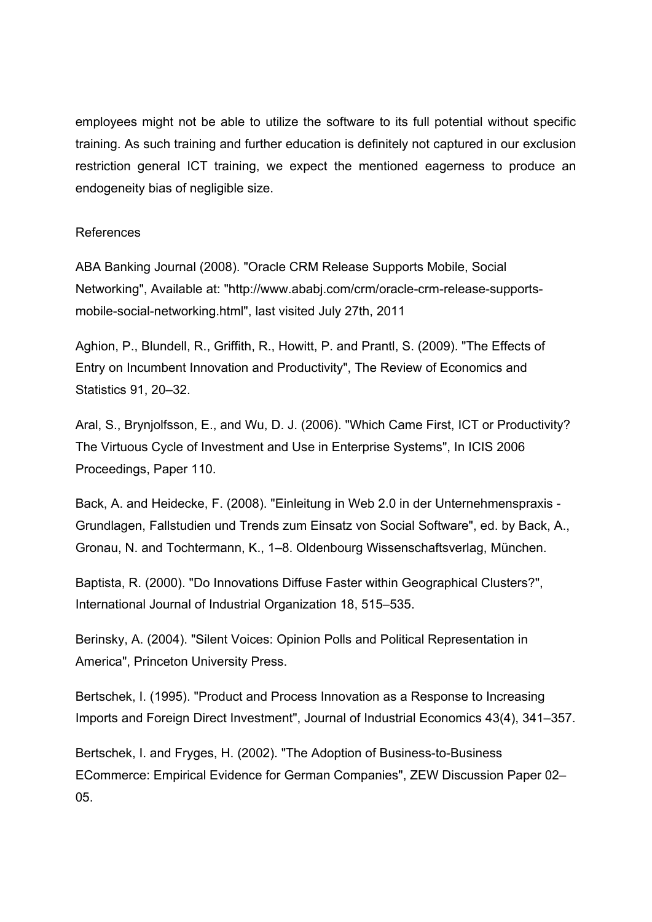employees might not be able to utilize the software to its full potential without specific training. As such training and further education is definitely not captured in our exclusion restriction general ICT training, we expect the mentioned eagerness to produce an endogeneity bias of negligible size.

## References

ABA Banking Journal (2008). "Oracle CRM Release Supports Mobile, Social Networking", Available at: "http://www.ababj.com/crm/oracle-crm-release-supports-mobile-social-networking.html", last visited July 27th, 2011

Aghion, P., Blundell, R., Griffith, R., Howitt, P. and Prantl, S. (2009). "The Effects of Entry on Incumbent Innovation and Productivity", The Review of Economics and Statistics 91, 20–32.

Aral, S., Brynjolfsson, E., and Wu, D. J. (2006). "Which Came First, ICT or Productivity? The Virtuous Cycle of Investment and Use in Enterprise Systems", In ICIS 2006 Proceedings, Paper 110.

Back, A. and Heidecke, F. (2008). "Einleitung in Web 2.0 in der Unternehmenspraxis - Grundlagen, Fallstudien und Trends zum Einsatz von Social Software", ed. by Back, A., Gronau, N. and Tochtermann, K., 1–8. Oldenbourg Wissenschaftsverlag, München.

Baptista, R. (2000). "Do Innovations Diffuse Faster within Geographical Clusters?", International Journal of Industrial Organization 18, 515–535.

Berinsky, A. (2004). "Silent Voices: Opinion Polls and Political Representation in America", Princeton University Press.

Bertschek, I. (1995). "Product and Process Innovation as a Response to Increasing Imports and Foreign Direct Investment", Journal of Industrial Economics 43(4), 341–357.

Bertschek, I. and Fryges, H. (2002). "The Adoption of Business-to-Business ECommerce: Empirical Evidence for German Companies", ZEW Discussion Paper 02–05.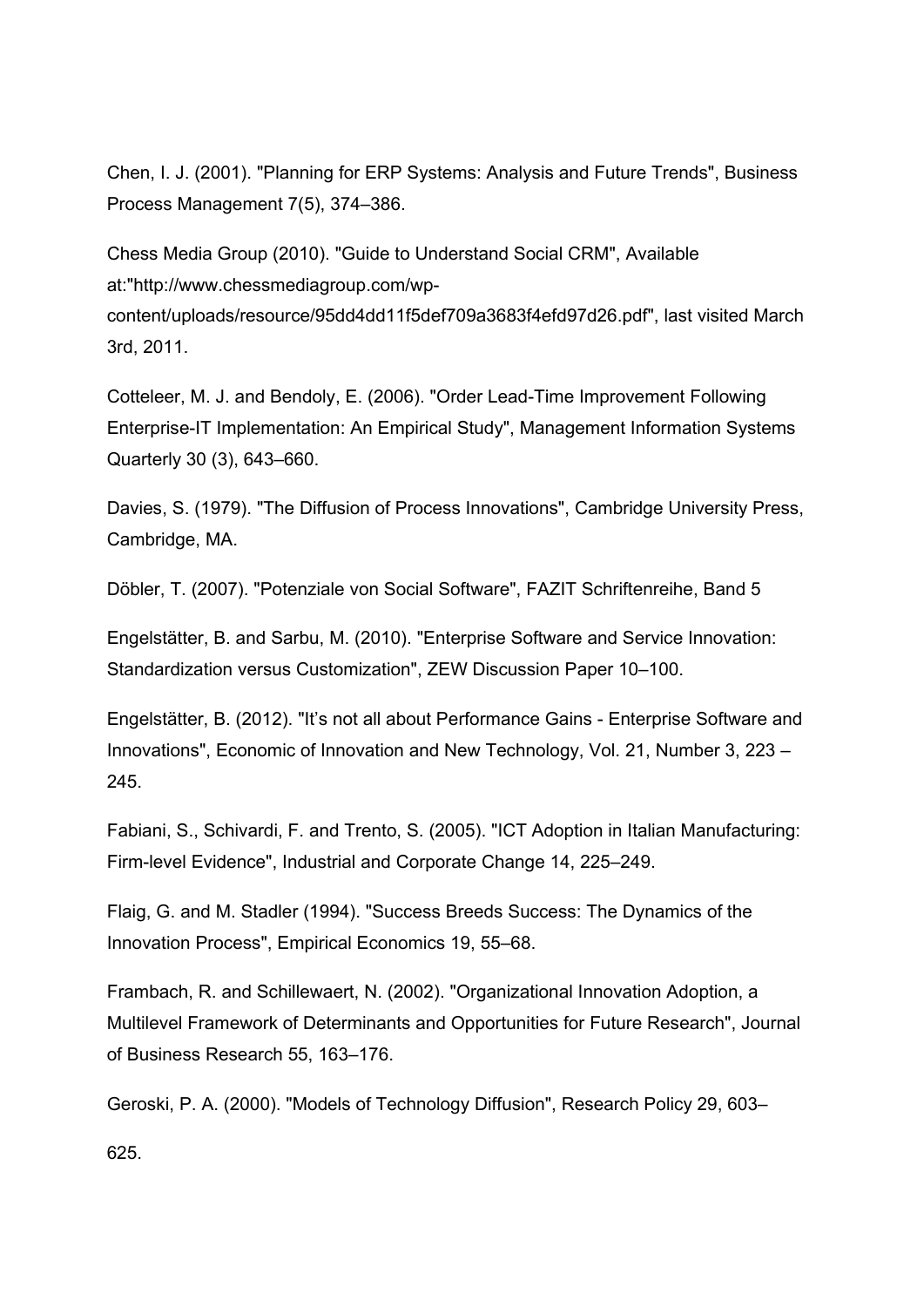Chen, I. J. (2001). "Planning for ERP Systems: Analysis and Future Trends", Business Process Management 7(5), 374–386.

Chess Media Group (2010). "Guide to Understand Social CRM", Available at:"http://www.chessmediagroup.com/wp-content/uploads/resource/95dd4dd11f5def709a3683f4efd97d26.pdf", last visited March 3rd, 2011.

Cotteleer, M. J. and Bendoly, E. (2006). "Order Lead-Time Improvement Following Enterprise-IT Implementation: An Empirical Study", Management Information Systems Quarterly 30 (3), 643–660.

Davies, S. (1979). "The Diffusion of Process Innovations", Cambridge University Press, Cambridge, MA.

Döbler, T. (2007). "Potenziale von Social Software", FAZIT Schriftenreihe, Band 5

Engelstätter, B. and Sarbu, M. (2010). "Enterprise Software and Service Innovation: Standardization versus Customization", ZEW Discussion Paper 10–100.

Engelstätter, B. (2012). "It's not all about Performance Gains - Enterprise Software and Innovations", Economic of Innovation and New Technology, Vol. 21, Number 3, 223 – 245.

Fabiani, S., Schivardi, F. and Trento, S. (2005). "ICT Adoption in Italian Manufacturing: Firm-level Evidence", Industrial and Corporate Change 14, 225–249.

Flaig, G. and M. Stadler (1994). "Success Breeds Success: The Dynamics of the Innovation Process", Empirical Economics 19, 55–68.

Frambach, R. and Schillewaert, N. (2002). "Organizational Innovation Adoption, a Multilevel Framework of Determinants and Opportunities for Future Research", Journal of Business Research 55, 163–176.

Geroski, P. A. (2000). "Models of Technology Diffusion", Research Policy 29, 603–625.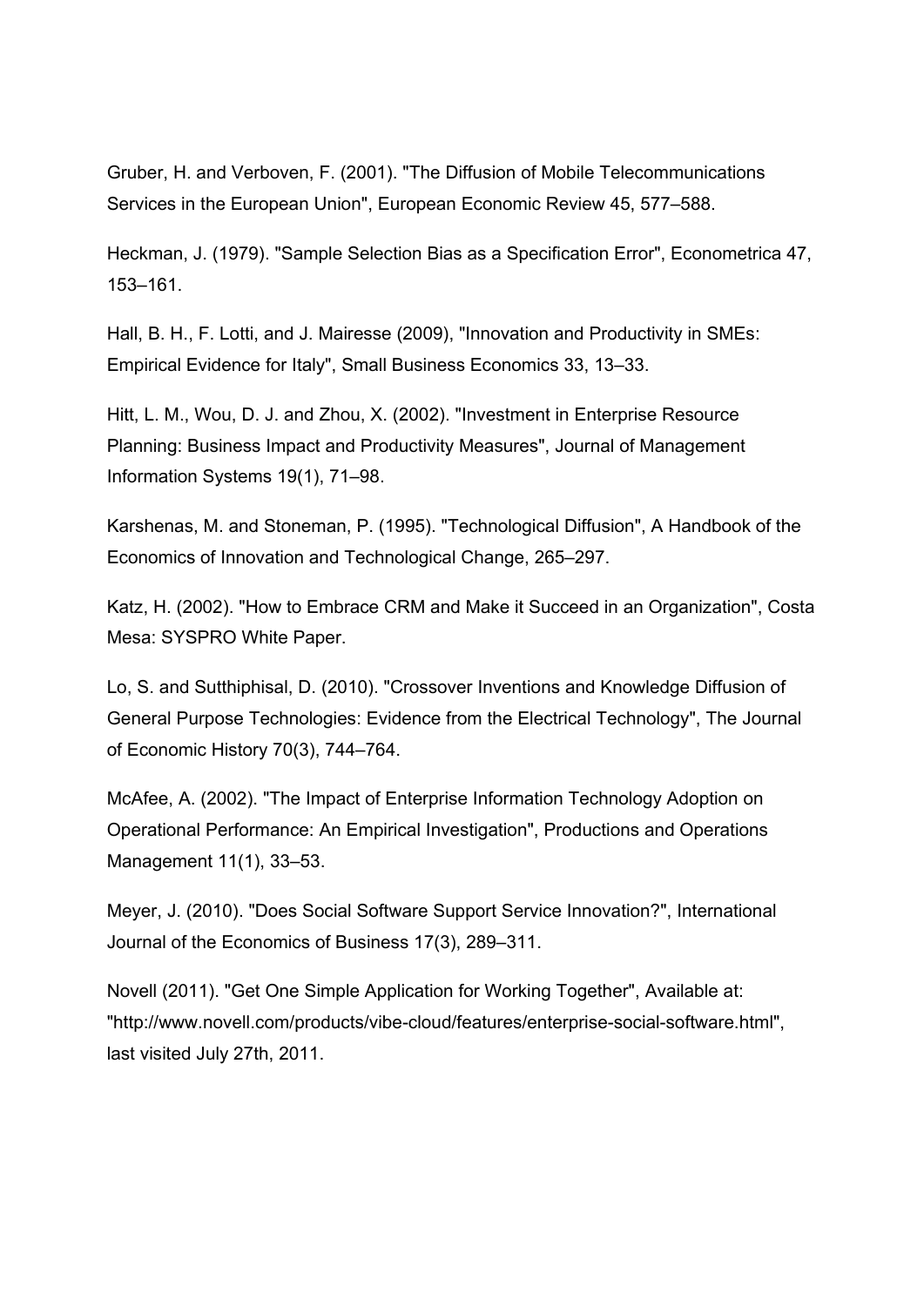Gruber, H. and Verboven, F. (2001). "The Diffusion of Mobile Telecommunications Services in the European Union", European Economic Review 45, 577–588.

Heckman, J. (1979). "Sample Selection Bias as a Specification Error", Econometrica 47, 153–161.

Hall, B. H., F. Lotti, and J. Mairesse (2009), "Innovation and Productivity in SMEs: Empirical Evidence for Italy", Small Business Economics 33, 13–33.

Hitt, L. M., Wou, D. J. and Zhou, X. (2002). "Investment in Enterprise Resource Planning: Business Impact and Productivity Measures", Journal of Management Information Systems 19(1), 71–98.

Karshenas, M. and Stoneman, P. (1995). "Technological Diffusion", A Handbook of the Economics of Innovation and Technological Change, 265–297.

Katz, H. (2002). "How to Embrace CRM and Make it Succeed in an Organization", Costa Mesa: SYSPRO White Paper.

Lo, S. and Sutthiphisal, D. (2010). "Crossover Inventions and Knowledge Diffusion of General Purpose Technologies: Evidence from the Electrical Technology", The Journal of Economic History 70(3), 744–764.

McAfee, A. (2002). "The Impact of Enterprise Information Technology Adoption on Operational Performance: An Empirical Investigation", Productions and Operations Management 11(1), 33–53.

Meyer, J. (2010). "Does Social Software Support Service Innovation?", International Journal of the Economics of Business 17(3), 289–311.

Novell (2011). "Get One Simple Application for Working Together", Available at: "http://www.novell.com/products/vibe-cloud/features/enterprise-social-software.html", last visited July 27th, 2011.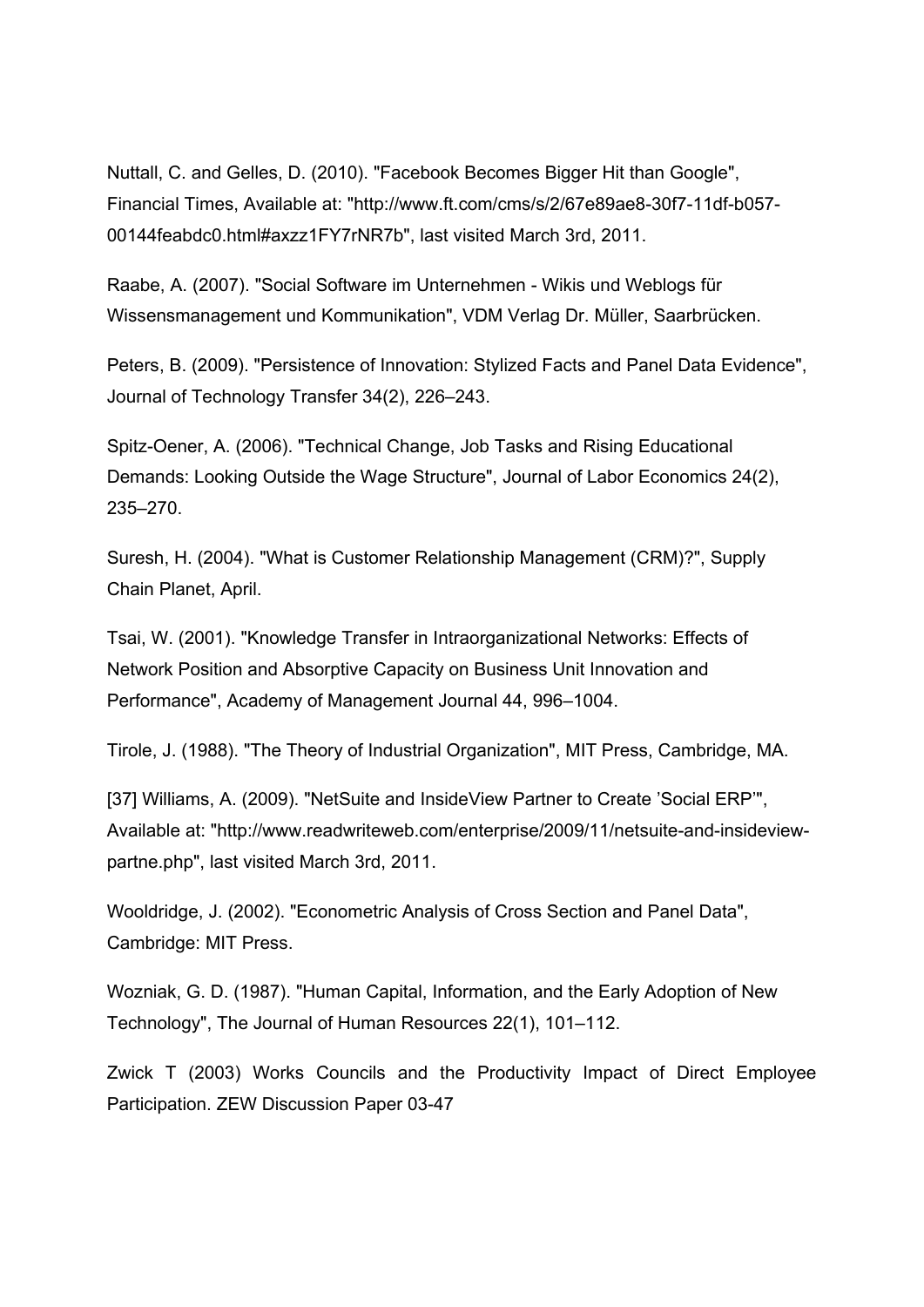Nuttall, C. and Gelles, D. (2010). "Facebook Becomes Bigger Hit than Google", Financial Times, Available at: "http://www.ft.com/cms/s/2/67e89ae8-30f7-11df-b057-00144feabdc0.html#axzz1FY7rNR7b", last visited March 3rd, 2011.

Raabe, A. (2007). "Social Software im Unternehmen - Wikis und Weblogs für Wissensmanagement und Kommunikation", VDM Verlag Dr. Müller, Saarbrücken.

Peters, B. (2009). "Persistence of Innovation: Stylized Facts and Panel Data Evidence", Journal of Technology Transfer 34(2), 226–243.

Spitz-Oener, A. (2006). "Technical Change, Job Tasks and Rising Educational Demands: Looking Outside the Wage Structure", Journal of Labor Economics 24(2), 235–270.

Suresh, H. (2004). "What is Customer Relationship Management (CRM)?", Supply Chain Planet, April.

Tsai, W. (2001). "Knowledge Transfer in Intraorganizational Networks: Effects of Network Position and Absorptive Capacity on Business Unit Innovation and Performance", Academy of Management Journal 44, 996–1004.

Tirole, J. (1988). "The Theory of Industrial Organization", MIT Press, Cambridge, MA.

[37] Williams, A. (2009). "NetSuite and InsideView Partner to Create 'Social ERP'", Available at: "http://www.readwriteweb.com/enterprise/2009/11/netsuite-and-insideview-partne.php", last visited March 3rd, 2011.

Wooldridge, J. (2002). "Econometric Analysis of Cross Section and Panel Data", Cambridge: MIT Press.

Wozniak, G. D. (1987). "Human Capital, Information, and the Early Adoption of New Technology", The Journal of Human Resources 22(1), 101–112.

Zwick T (2003) Works Councils and the Productivity Impact of Direct Employee Participation. ZEW Discussion Paper 03-47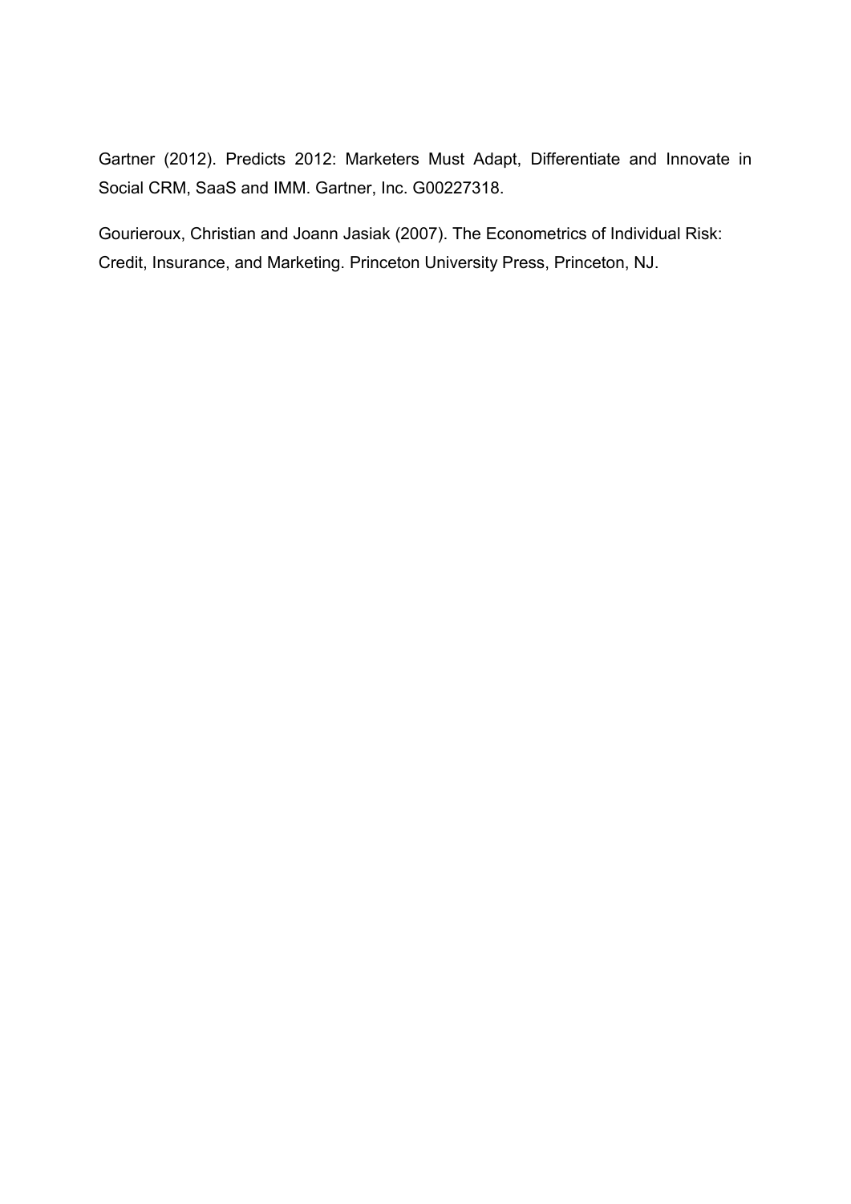Gartner (2012). Predicts 2012: Marketers Must Adapt, Differentiate and Innovate in Social CRM, SaaS and IMM. Gartner, Inc. G00227318.

Gourieroux, Christian and Joann Jasiak (2007). The Econometrics of Individual Risk: Credit, Insurance, and Marketing. Princeton University Press, Princeton, NJ.